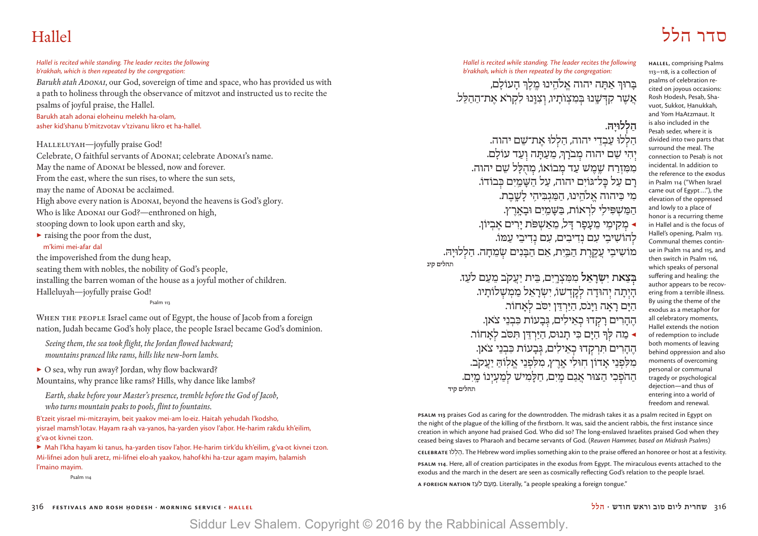# Hallel

*Hallel is recited while standing. The leader recites the following b'rakhah, which is then repeated by the congregation:*

*Barukh atah* Adonai, our God, sovereign of time and space, who has provided us with a path to holiness through the observance of mitzvot and instructed us to recite the psalms of joyful praise, the Hallel.

Barukh atah adonai eloheinu melekh ha-olam,
asher kid'shanu b'mitzvotav v'tzivanu likro et ha-hallel.

Halleluyah—joyfully praise God!
Celebrate, O faithful servants of Adonai; celebrate Adonai's name.
May the name of Adonai be blessed, now and forever.
From the east, where the sun rises, to where the sun sets,
may the name of Adonai be acclaimed.
High above every nation is Adonai, beyond the heavens is God's glory.
Who is like Adonai our God?—enthroned on high,
stooping down to look upon earth and sky,
► raising the poor from the dust,
m'kimi mei-afar dal
the impoverished from the dung heap,
seating them with nobles, the nobility of God's people,
installing the barren woman of the house as a joyful mother of children.
Halleluyah—joyfully praise God!

Psalm 113

When the people Israel came out of Egypt, the house of Jacob from a foreign nation, Judah became God's holy place, the people Israel became God's dominion.

*Seeing them, the sea took flight, the Jordan flowed backward;*
*mountains pranced like rams, hills like new-born lambs.*

► O sea, why run away? Jordan, why flow backward?
Mountains, why prance like rams? Hills, why dance like lambs?

*Earth, shake before your Master's presence, tremble before the God of Jacob,*
*who turns mountain peaks to pools, flint to fountains.*

B'tzeit yisrael mi-mitzrayim, beit yaakov mei-am lo·eiz. Haitah yehudah l'kodsho, yisrael mamsh'lotav. Hayam ra·ah va-yanos, ha-yarden yisov l'aḥor. He-harim rakdu kh'eilim, g'va·ot kivnei tzon.
► Mah l'kha hayam ki tanus, ha-yarden tisov l'aḥor. He-harim tirk'du kh'eilim, g'va·ot kivnei tzon. Mi-lifnei adon ḥuli aretz, mi-lifnei elo·ah yaakov, hahof·khi ha-tzur agam mayim, ḥalamish l'maino mayim.

Psalm 114

# סדר הלל

*Hallel is recited while standing. The leader recites the following b'rakhah, which is then repeated by the congregation:*

בָּרוּךְ אַתָּה יהוה אֱלֹהֵינוּ מֶלֶךְ הָעוֹלָם,
אֲשֶׁר קִדְּשָׁנוּ בְּמִצְוֹתָיו, וְצִוָּנוּ לִקְרֹא אֶת־הַהַלֵּל.

**הַלְלוּיָהּ.**
הַלְלוּ עַבְדֵי יהוה, הַלְלוּ אֶת־שֵׁם יהוה.
יְהִי שֵׁם יהוה מְבֹרָךְ, מֵעַתָּה וְעַד עוֹלָם.
מִמִּזְרַח שֶׁמֶשׁ עַד מְבוֹאוֹ, מְהֻלָּל שֵׁם יהוה.
רָם עַל כָּל־גּוֹיִם יהוה, עַל הַשָּׁמַיִם כְּבוֹדוֹ.
מִי כַּיהוה אֱלֹהֵינוּ, הַמַּגְבִּיהִי לָשָׁבֶת.
הַמַּשְׁפִּילִי לִרְאוֹת, בַּשָּׁמַיִם וּבָאָרֶץ.
◄ מְקִימִי מֵעָפָר דָּל, מֵאַשְׁפֹּת יָרִים אֶבְיוֹן.
לְהוֹשִׁיבִי עִם נְדִיבִים, עִם נְדִיבֵי עַמּוֹ.
מוֹשִׁיבִי עֲקֶרֶת הַבַּיִת, אֵם הַבָּנִים שְׂמֵחָה. הַלְלוּיָהּ.

תהלים קיג

**בְּצֵאת יִשְׂרָאֵל** מִמִּצְרָיִם, בֵּית יַעֲקֹב מֵעַם לֹעֵז.
הָיְתָה יְהוּדָה לְקָדְשׁוֹ, יִשְׂרָאֵל מַמְשְׁלוֹתָיו.
הַיָּם רָאָה וַיָּנֹס, הַיַּרְדֵּן יִסֹּב לְאָחוֹר.
הֶהָרִים רָקְדוּ כְאֵילִים, גְּבָעוֹת כִּבְנֵי צֹאן.
◄ מַה לְּךָ הַיָּם כִּי תָנוּס, הַיַּרְדֵּן תִּסֹּב לְאָחוֹר.
הֶהָרִים תִּרְקְדוּ כְאֵילִים, גְּבָעוֹת כִּבְנֵי צֹאן.
מִלִּפְנֵי אָדוֹן חוּלִי אָרֶץ, מִלִּפְנֵי אֱלוֹהַּ יַעֲקֹב.
הַהֹפְכִי הַצּוּר אֲגַם מָיִם, חַלָּמִישׁ לְמַעְיְנוֹ מָיִם.

תהלים קיד

**Hallel**, comprising Psalms 113–118, is a collection of psalms of celebration recited on joyous occasions: Rosh Ḥodesh, Pesaḥ, Shavuot, Sukkot, Ḥanukkah, and Yom HaAtzmaut. It is also included in the Pesaḥ seder, where it is divided into two parts that surround the meal. The connection to Pesaḥ is not incidental. In addition to the reference to the exodus in Psalm 114 ("When Israel came out of Egypt . . ."), the elevation of the oppressed and lowly to a place of honor is a recurring theme in Hallel and is the focus of Hallel's opening, Psalm 113. Communal themes continue in Psalm 114 and 115, and then switch in Psalm 116, which speaks of personal suffering and healing: the author appears to be recovering from a terrible illness. By using the theme of the exodus as a metaphor for all celebratory moments, Hallel extends the notion of redemption to include both moments of leaving behind oppression and also moments of overcoming personal or communal tragedy or psychological dejection—and thus of entering into a world of freedom and renewal.

**Psalm 113** praises God as caring for the downtrodden. The midrash takes it as a psalm recited in Egypt on the night of the plague of the killing of the firstborn. It was, said the ancient rabbis, the first instance since creation in which anyone had praised God. Who did so? The long-enslaved Israelites praised God when they ceased being slaves to Pharaoh and became servants of God. (*Reuven Hammer, based on Midrash Psalms*)

**Celebrate** הַלְלוּ. The Hebrew word implies something akin to the praise offered an honoree or host at a festivity.

**Psalm 114.** Here, all of creation participates in the exodus from Egypt. The miraculous events attached to the exodus and the march in the desert are seen as cosmically reflecting God's relation to the people Israel.

**A foreign nation** מֵעַם לֹעֵז. Literally, "a people speaking a foreign tongue."

Siddur Lev Shalem. Copyright © 2016 by the Rabbinical Assembly.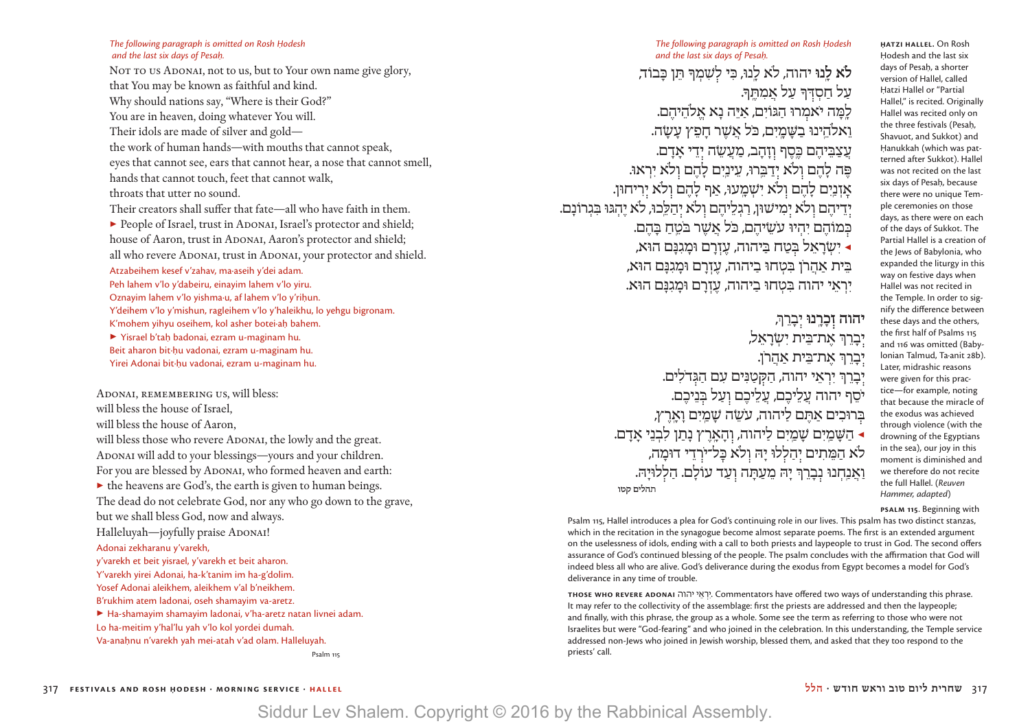*The following paragraph is omitted on Rosh Ḥodesh and the last six days of Pesaḥ.*

Not to us Adonai, not to us, but to Your own name give glory,
that You may be known as faithful and kind.
Why should nations say, "Where is their God?"
You are in heaven, doing whatever You will.
Their idols are made of silver and gold—
the work of human hands—with mouths that cannot speak,
eyes that cannot see, ears that cannot hear, a nose that cannot smell,
hands that cannot touch, feet that cannot walk,
throats that utter no sound.
Their creators shall suffer that fate—all who have faith in them.
► People of Israel, trust in Adonai, Israel's protector and shield;
house of Aaron, trust in Adonai, Aaron's protector and shield;
all who revere Adonai, trust in Adonai, your protector and shield.

Atzabeihem kesef v'zahav, ma·aseih y'dei adam.
Peh lahem v'lo y'dabeiru, einayim lahem v'lo yiru.
Oznayim lahem v'lo yishma·u, af lahem v'lo y'riḥun.
Y'deihem v'lo y'mishun, ragleihem v'lo y'haleikhu, lo yehgu bigronam.
K'mohem yihyu oseihem, kol asher botei·aḥ bahem.
► Yisrael b'taḥ badonai, ezram u-maginam hu.
Beit aharon bit·ḥu vadonai, ezram u-maginam hu.
Yirei Adonai bit·ḥu vadonai, ezram u-maginam hu.

Adonai, remembering us, will bless:
will bless the house of Israel,
will bless the house of Aaron,
will bless those who revere Adonai, the lowly and the great.
Adonai will add to your blessings—yours and your children.
For you are blessed by Adonai, who formed heaven and earth:
► the heavens are God's, the earth is given to human beings.
The dead do not celebrate God, nor any who go down to the grave,
but we shall bless God, now and always.
Halleluyah—joyfully praise Adonai!

Adonai zekharanu y'varekh,
y'varekh et beit yisrael, y'varekh et beit aharon.
Y'varekh yirei Adonai, ha-k'tanim im ha-g'dolim.
Yosef Adonai aleikhem, aleikhem v'al b'neikhem.
B'rukhim atem ladonai, oseh shamayim va-aretz.
► Ha-shamayim shamayim ladonai, v'ha-aretz natan livnei adam.
Lo ha-meitim y'hal'lu yah v'lo kol yordei dumah.
Va-anaḥnu n'varekh yah mei-atah v'ad olam. Halleluyah.

Psalm 115

*The following paragraph is omitted on Rosh Ḥodesh and the last six days of Pesaḥ.*

לֹא לָֽנוּ יהוה, לֹא לָֽנוּ, כִּי לְשִׁמְךָ תֵּן כָּבוֹד,
עַל חַסְדְּךָ עַל אֲמִתֶּֽךָ.
לָֽמָּה יֹאמְרוּ הַגּוֹיִם, אַיֵּה נָא אֱלֹהֵיהֶם.
וֵאלֹהֵֽינוּ בַשָּׁמָֽיִם, כֹּל אֲשֶׁר חָפֵץ עָשָׂה.
עֲצַבֵּיהֶם כֶּֽסֶף וְזָהָב, מַעֲשֵׂה יְדֵי אָדָם.
פֶּה לָהֶם וְלֹא יְדַבֵּֽרוּ, עֵינַֽיִם לָהֶם וְלֹא יִרְאוּ.
אָזְנַֽיִם לָהֶם וְלֹא יִשְׁמָֽעוּ, אַף לָהֶם וְלֹא יְרִיחוּן.
יְדֵיהֶם וְלֹא יְמִישׁוּן, רַגְלֵיהֶם וְלֹא יְהַלֵּֽכוּ, לֹא יֶהְגּוּ בִּגְרוֹנָם.
כְּמוֹהֶם יִהְיוּ עֹשֵׂיהֶם, כֹּל אֲשֶׁר בֹּטֵֽחַ בָּהֶם.
◄ יִשְׂרָאֵל בְּטַח בַּיהוה, עֶזְרָם וּמָגִנָּם הוּא,
בֵּית אַהֲרֹן בִּטְחוּ בַיהוה, עֶזְרָם וּמָגִנָּם הוּא,
יִרְאֵי יהוה בִּטְחוּ בַיהוה, עֶזְרָם וּמָגִנָּם הוּא.

יהוה זְכָרָֽנוּ יְבָרֵךְ,
יְבָרֵךְ אֶת־בֵּית יִשְׂרָאֵל,
יְבָרֵךְ אֶת־בֵּית אַהֲרֹן.
יְבָרֵךְ יִרְאֵי יהוה, הַקְּטַנִּים עִם הַגְּדֹלִים.
יֹסֵף יהוה עֲלֵיכֶם, עֲלֵיכֶם וְעַל בְּנֵיכֶם.
בְּרוּכִים אַתֶּם לַיהוה, עֹשֵׂה שָׁמַֽיִם וָאָֽרֶץ,
◄ הַשָּׁמַֽיִם שָׁמַֽיִם לַיהוה, וְהָאָֽרֶץ נָתַן לִבְנֵי אָדָם.
לֹא הַמֵּתִים יְהַלְלוּ יָהּ וְלֹא כָּל־יֹרְדֵי דוּמָה,
וַאֲנַֽחְנוּ נְבָרֵךְ יָהּ מֵעַתָּה וְעַד עוֹלָם. הַלְלוּיָהּ.

תהלים קטו

**Ḥatzi Hallel.** On Rosh Ḥodesh and the last six days of Pesaḥ, a shorter version of Hallel, called Ḥatzi Hallel or "Partial Hallel," is recited. Originally Hallel was recited only on the three festivals (Pesaḥ, Shavuot, and Sukkot) and Ḥanukkah (which was patterned after Sukkot). Hallel was not recited on the last six days of Pesaḥ, because there were no unique Temple ceremonies on those days, as there were on each of the days of Sukkot. The Partial Hallel is a creation of the Jews of Babylonia, who expanded the liturgy in this way on festive days when Hallel was not recited in the Temple. In order to signify the difference between these days and the others, the first half of Psalms 115 and 116 was omitted (Babylonian Talmud, Ta·anit 28b). Later, midrashic reasons were given for this practice—for example, noting that because the miracle of the exodus was achieved through violence (with the drowning of the Egyptians in the sea), our joy in this moment is diminished and we therefore do not recite the full Hallel. (*Reuven Hammer, adapted*)

**Psalm 115.** Beginning with Psalm 115, Hallel introduces a plea for God's continuing role in our lives. This psalm has two distinct stanzas, which in the recitation in the synagogue become almost separate poems. The first is an extended argument on the uselessness of idols, ending with a call to both priests and laypeople to trust in God. The second offers assurance of God's continued blessing of the people. The psalm concludes with the affirmation that God will indeed bless all who are alive. God's deliverance during the exodus from Egypt becomes a model for God's deliverance in any time of trouble.

**Those who revere Adonai** יִרְאֵי יהוה. Commentators have offered two ways of understanding this phrase. It may refer to the collectivity of the assemblage: first the priests are addressed and then the laypeople; and finally, with this phrase, the group as a whole. Some see the term as referring to those who were not Israelites but were "God-fearing" and who joined in the celebration. In this understanding, the Temple service addressed non-Jews who joined in Jewish worship, blessed them, and asked that they too respond to the priests' call.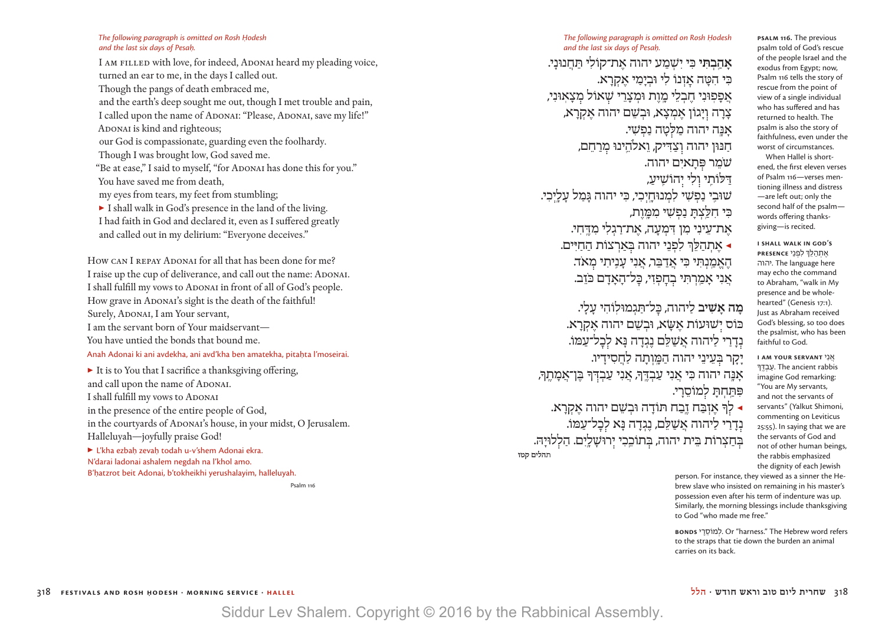*The following paragraph is omitted on Rosh Ḥodesh and the last six days of Pesaḥ.*

I AM FILLED with love, for indeed, ADONAI heard my pleading voice,
turned an ear to me, in the days I called out.
Though the pangs of death embraced me,
and the earth's deep sought me out, though I met trouble and pain,
I called upon the name of ADONAI: "Please, ADONAI, save my life!"
ADONAI is kind and righteous;
our God is compassionate, guarding even the foolhardy.
Though I was brought low, God saved me.
"Be at ease," I said to myself, "for ADONAI has done this for you."
You have saved me from death,
my eyes from tears, my feet from stumbling;
► I shall walk in God's presence in the land of the living.
I had faith in God and declared it, even as I suffered greatly
and called out in my delirium: "Everyone deceives."

HOW CAN I REPAY ADONAI for all that has been done for me?
I raise up the cup of deliverance, and call out the name: ADONAI.
I shall fulfill my vows to ADONAI in front of all of God's people.
How grave in ADONAI's sight is the death of the faithful!
Surely, ADONAI, I am Your servant,
I am the servant born of Your maidservant—
You have untied the bonds that bound me.
Anah Adonai ki ani avdekha, ani avd'kha ben amatekha, pitaḥta l'moseirai.

► It is to You that I sacrifice a thanksgiving offering,
and call upon the name of ADONAI.
I shall fulfill my vows to ADONAI
in the presence of the entire people of God,
in the courtyards of ADONAI's house, in your midst, O Jerusalem.
Halleluyah—joyfully praise God!
► L'kha ezbaḥ zevaḥ todah u-v'shem Adonai ekra.
N'darai ladonai ashalem negdah na l'khol amo.
B'ḥatzrot beit Adonai, b'tokheikhi yerushalayim, halleluyah.

Psalm 116

*The following paragraph is omitted on Rosh Ḥodesh and the last six days of Pesaḥ.*

**אָהַבְתִּי** כִּי יִשְׁמַע יהוה אֶת־קוֹלִי תַּחֲנוּנָי.
כִּי הִטָּה אָזְנוֹ לִי וּבְיָמַי אֶקְרָא.
אֲפָפוּנִי חֶבְלֵי מָוֶת וּמְצָרֵי שְׁאוֹל מְצָאוּנִי,
צָרָה וְיָגוֹן אֶמְצָא, וּבְשֵׁם יהוה אֶקְרָא,
אָנָּה יהוה מַלְּטָה נַפְשִׁי.
חַנּוּן יהוה וְצַדִּיק, וֵאלֹהֵינוּ מְרַחֵם,
שֹׁמֵר פְּתָאיִם יהוה.
דַּלּוֹתִי וְלִי יְהוֹשִׁיעַ,
שׁוּבִי נַפְשִׁי לִמְנוּחָיְכִי, כִּי יהוה גָּמַל עָלָיְכִי.
כִּי חִלַּצְתָּ נַפְשִׁי מִמָּוֶת,
אֶת־עֵינִי מִן דִּמְעָה, אֶת־רַגְלִי מִדֶּחִי.
◄ אֶתְהַלֵּךְ לִפְנֵי יהוה בְּאַרְצוֹת הַחַיִּים.
הֶאֱמַנְתִּי כִּי אֲדַבֵּר, אֲנִי עָנִיתִי מְאֹד.
אֲנִי אָמַרְתִּי בְחָפְזִי, כָּל־הָאָדָם כֹּזֵב.

**מָה אָשִׁיב** לַיהוה, כָּל־תַּגְמוּלוֹהִי עָלָי.
כּוֹס יְשׁוּעוֹת אֶשָּׂא, וּבְשֵׁם יהוה אֶקְרָא.
נְדָרַי לַיהוה אֲשַׁלֵּם נֶגְדָה נָּא לְכָל־עַמּוֹ.
יָקָר בְּעֵינֵי יהוה הַמָּוְתָה לַחֲסִידָיו.
אָנָּה יהוה כִּי אֲנִי עַבְדֶּךָ, אֲנִי עַבְדְּךָ בֶּן־אֲמָתֶךָ,
פִּתַּחְתָּ לְמוֹסֵרָי.
◄ לְךָ אֶזְבַּח זֶבַח תּוֹדָה וּבְשֵׁם יהוה אֶקְרָא.
נְדָרַי לַיהוה אֲשַׁלֵּם, נֶגְדָה נָּא לְכָל־עַמּוֹ.
בְּחַצְרוֹת בֵּית יהוה, בְּתוֹכֵכִי יְרוּשָׁלָיִם. הַלְלוּיָהּ.

תהלים קטז

**PSALM 116.** The previous psalm told of God's rescue of the people Israel and the exodus from Egypt; now, Psalm 116 tells the story of rescue from the point of view of a single individual who has suffered and has returned to health. The psalm is also the story of faithfulness, even under the worst of circumstances.

When Hallel is shortened, the first eleven verses of Psalm 116—verses mentioning illness and distress—are left out; only the second half of the psalm—words offering thanksgiving—is recited.

**I SHALL WALK IN GOD'S PRESENCE** אֶתְהַלֵּךְ לִפְנֵי יהוה. The language here may echo the command to Abraham, "walk in My presence and be wholehearted" (Genesis 17:1). Just as Abraham received God's blessing, so too does the psalmist, who has been faithful to God.

**I AM YOUR SERVANT** אֲנִי עַבְדֶּךָ. The ancient rabbis imagine God remarking: "You are My servants, and not the servants of servants" (Yalkut Shimoni, commenting on Leviticus 25:55). In saying that we are the servants of God and not of other human beings, the rabbis emphasized the dignity of each Jewish person. For instance, they viewed as a sinner the Hebrew slave who insisted on remaining in his master's possession even after his term of indenture was up. Similarly, the morning blessings include thanksgiving to God "who made me free."

**BONDS** לְמוֹסֵרָי. Or "harness." The Hebrew word refers to the straps that tie down the burden an animal carries on its back.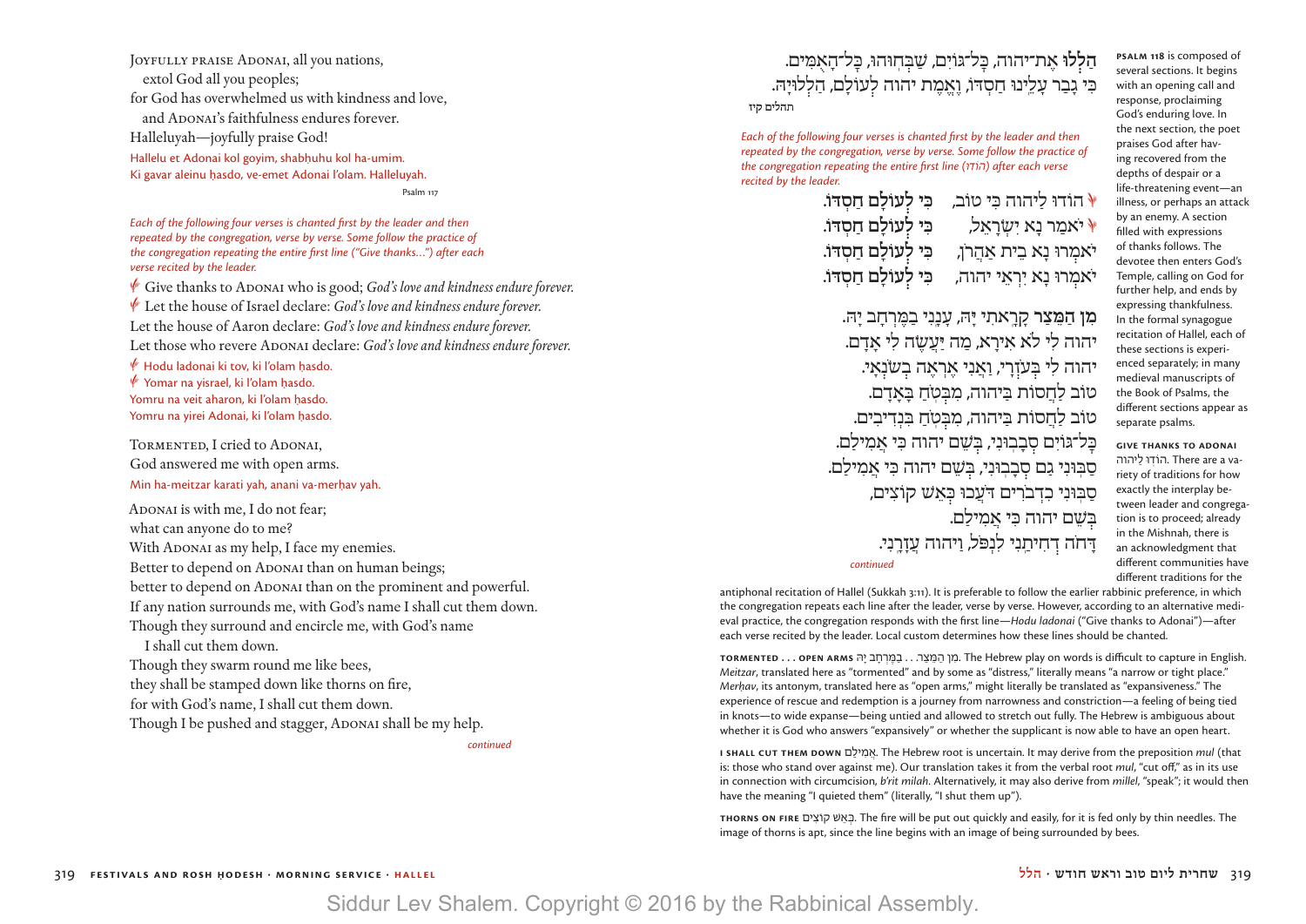Joyfully praise Adonai, all you nations,
extol God all you peoples;
for God has overwhelmed us with kindness and love,
and Adonai's faithfulness endures forever.
Halleluyah—joyfully praise God!

Hallelu et Adonai kol goyim, shabḥuhu kol ha-umim.
Ki gavar aleinu ḥasdo, ve-emet Adonai l'olam. Halleluyah.

Psalm 117

**הַלְלוּ** אֶת־יהוה, כָּל־גּוֹיִם, שַׁבְּחוּהוּ, כָּל־הָאֻמִּים.
כִּי גָבַר עָלֵינוּ חַסְדּוֹ, וֶאֱמֶת יהוה לְעוֹלָם, הַלְלוּיָהּ.

תהלים קיז

*Each of the following four verses is chanted first by the leader and then repeated by the congregation, verse by verse. Some follow the practice of the congregation repeating the entire first line ("Give thanks...") after each verse recited by the leader.*

Give thanks to Adonai who is good; *God's love and kindness endure forever.*
Let the house of Israel declare: *God's love and kindness endure forever.*
Let the house of Aaron declare: *God's love and kindness endure forever.*
Let those who revere Adonai declare: *God's love and kindness endure forever.*

Hodu ladonai ki tov, ki l'olam ḥasdo.
Yomar na yisrael, ki l'olam ḥasdo.
Yomru na veit aharon, ki l'olam ḥasdo.
Yomru na yirei Adonai, ki l'olam ḥasdo.

*Each of the following four verses is chanted first by the leader and then repeated by the congregation, verse by verse. Some follow the practice of the congregation repeating the entire first line (הודו) after each verse recited by the leader.*

הוֹדוּ לַיהוה כִּי טוֹב, **כִּי לְעוֹלָם חַסְדּוֹ.**
יֹאמַר נָא יִשְׂרָאֵל, **כִּי לְעוֹלָם חַסְדּוֹ.**
יֹאמְרוּ נָא בֵית אַהֲרֹן, **כִּי לְעוֹלָם חַסְדּוֹ.**
יֹאמְרוּ נָא יִרְאֵי יהוה, **כִּי לְעוֹלָם חַסְדּוֹ.**

Tormented, I cried to Adonai,
God answered me with open arms.

Min ha-meitzar karati yah, anani va-merḥav yah.

Adonai is with me, I do not fear;
what can anyone do to me?
With Adonai as my help, I face my enemies.
Better to depend on Adonai than on human beings;
better to depend on Adonai than on the prominent and powerful.
If any nation surrounds me, with God's name I shall cut them down.
Though they surround and encircle me, with God's name
I shall cut them down.
Though they swarm round me like bees,
they shall be stamped down like thorns on fire,
for with God's name, I shall cut them down.
Though I be pushed and stagger, Adonai shall be my help.

*continued*

**מִן הַמֵּצַר** קָרָאתִי יָּהּ, עָנָנִי בַמֶּרְחָב יָהּ.
יהוה לִי לֹא אִירָא, מַה יַּעֲשֶׂה לִי אָדָם.
יהוה לִי בְּעֹזְרָי, וַאֲנִי אֶרְאֶה בְשׂנְאָי.
טוֹב לַחֲסוֹת בַּיהוה, מִבְּטֹחַ בָּאָדָם.
טוֹב לַחֲסוֹת בַּיהוה, מִבְּטֹחַ בִּנְדִיבִים.
כָּל־גּוֹיִם סְבָבוּנִי, בְּשֵׁם יהוה כִּי אֲמִילַם.
סַבּוּנִי גַם סְבָבוּנִי, בְּשֵׁם יהוה כִּי אֲמִילַם.
סַבּוּנִי כִדְבֹרִים דֹּעֲכוּ כְּאֵשׁ קוֹצִים,
בְּשֵׁם יהוה כִּי אֲמִילַם.
דָּחֹה דְחִיתַנִי לִנְפֹּל, וַיהוה עֲזָרָנִי.

*continued*

**Psalm 118** is composed of several sections. It begins with an opening call and response, proclaiming God's enduring love. In the next section, the poet praises God after having recovered from the depths of despair or a life-threatening event—an illness, or perhaps an attack by an enemy. A section filled with expressions of thanks follows. The devotee then enters God's Temple, calling on God for further help, and ends by expressing thankfulness. In the formal synagogue recitation of Hallel, each of these sections is experienced separately; in many medieval manuscripts of the Book of Psalms, the different sections appear as separate psalms.

**Give thanks to Adonai** הוֹדוּ לַיהוה. There are a variety of traditions for how exactly the interplay between leader and congregation is to proceed; already in the Mishnah, there is an acknowledgment that different communities have different traditions for the antiphonal recitation of Hallel (Sukkah 3:11). It is preferable to follow the earlier rabbinic preference, in which the congregation repeats each line after the leader, verse by verse. However, according to an alternative medieval practice, the congregation responds with the first line—*Hodu ladonai* ("Give thanks to Adonai")—after each verse recited by the leader. Local custom determines how these lines should be chanted.

**Tormented . . . open arms** מִן הַמֵּצַר. . . בַּמֶּרְחָב יָהּ. The Hebrew play on words is difficult to capture in English. *Meitzar*, translated here as "tormented" and by some as "distress," literally means "a narrow or tight place." *Merḥav*, its antonym, translated here as "open arms," might literally be translated as "expansiveness." The experience of rescue and redemption is a journey from narrowness and constriction—a feeling of being tied in knots—to wide expanse—being untied and allowed to stretch out fully. The Hebrew is ambiguous about whether it is God who answers "expansively" or whether the supplicant is now able to have an open heart.

**I shall cut them down** אֲמִילַם. The Hebrew root is uncertain. It may derive from the preposition *mul* (that is: those who stand over against me). Our translation takes it from the verbal root *mul*, "cut off," as in its use in connection with circumcision, *b'rit milah*. Alternatively, it may also derive from *millel*, "speak"; it would then have the meaning "I quieted them" (literally, "I shut them up").

**Thorns on fire** כְּאֵשׁ קוֹצִים. The fire will be put out quickly and easily, for it is fed only by thin needles. The image of thorns is apt, since the line begins with an image of being surrounded by bees.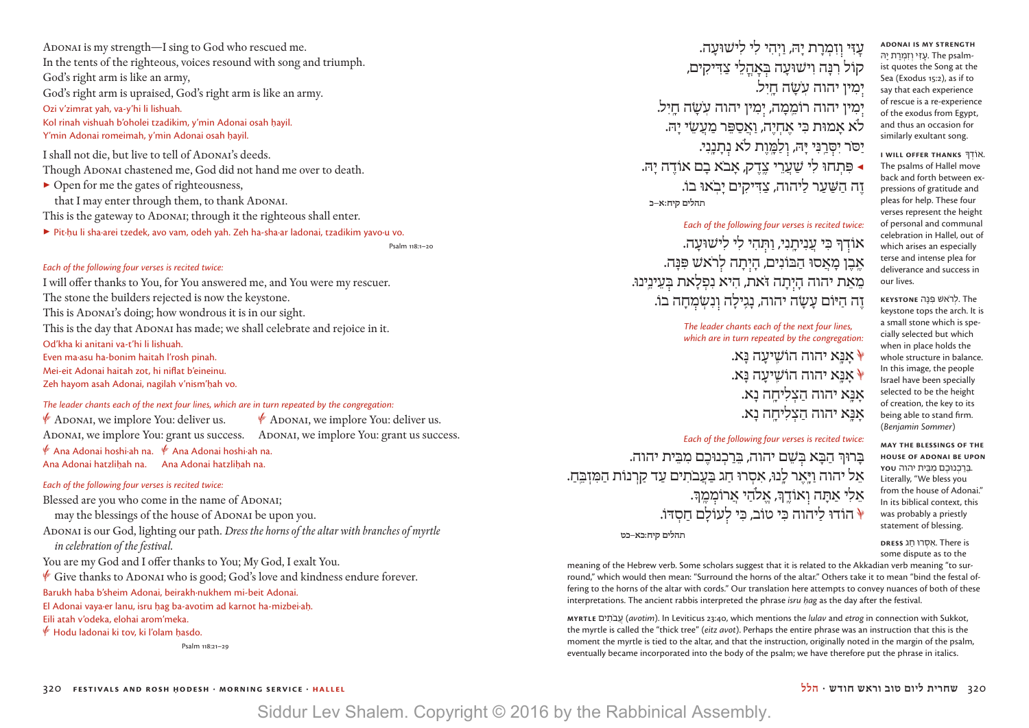Adonai is my strength—I sing to God who rescued me.
In the tents of the righteous, voices resound with song and triumph.
God's right arm is like an army,
God's right arm is upraised, God's right arm is like an army.

Ozi v'zimrat yah, va-y'hi li lishuah.
Kol rinah vishuah b'ohlei tzadikim, y'min Adonai osah ḥayil.
Y'min Adonai romeimah, y'min Adonai osah ḥayil.

I shall not die, but live to tell of Adonai's deeds.
Though Adonai chastened me, God did not hand me over to death.
► Open for me the gates of righteousness,
that I may enter through them, to thank Adonai.
This is the gateway to Adonai; through it the righteous shall enter.

► Pit·ḥu li sha·arei tzedek, avo vam, odeh yah. Zeh ha-sha·ar ladonai, tzadikim yavo·u vo.

Psalm 118:1–20

עָזִּי וְזִמְרָת יָהּ, וַיְהִי לִי לִישׁוּעָה.
קוֹל רִנָּה וִישׁוּעָה בְּאָהֳלֵי צַדִּיקִים,
יְמִין יהוה עֹשָׂה חָיִל.
יְמִין יהוה רוֹמֵמָה, יְמִין יהוה עֹשָׂה חָיִל.
לֹא אָמוּת כִּי אֶחְיֶה, וַאֲסַפֵּר מַעֲשֵׂי יָהּ.
יַסֹּר יִסְּרַנִּי יָּהּ, וְלַמָּוֶת לֹא נְתָנָנִי.
◄ פִּתְחוּ לִי שַׁעֲרֵי צֶדֶק, אָבֹא בָם אוֹדֶה יָהּ.
זֶה הַשַּׁעַר לַיהוה, צַדִּיקִים יָבֹאוּ בוֹ.

תהלים קיח:א–כ

*Each of the following four verses is recited twice:*

I will offer thanks to You, for You answered me, and You were my rescuer.
The stone the builders rejected is now the keystone.
This is Adonai's doing; how wondrous it is in our sight.
This is the day that Adonai has made; we shall celebrate and rejoice in it.

Od'kha ki anitani va-t'hi li lishuah.
Even ma·asu ha-bonim haitah l'rosh pinah.
Mei-eit Adonai haitah zot, hi niflat b'eineinu.
Zeh hayom asah Adonai, nagilah v'nism'ḥah vo.

אוֹדְךָ כִּי עֲנִיתָנִי, וַתְּהִי לִי לִישׁוּעָה.
אֶבֶן מָאֲסוּ הַבּוֹנִים, הָיְתָה לְרֹאשׁ פִּנָּה.
מֵאֵת יהוה הָיְתָה זֹּאת, הִיא נִפְלָאת בְּעֵינֵינוּ.
זֶה הַיּוֹם עָשָׂה יהוה, נָגִילָה וְנִשְׂמְחָה בוֹ.

*The leader chants each of the next four lines, which are in turn repeated by the congregation:*

Adonai, we implore You: deliver us. Adonai, we implore You: deliver us.
Adonai, we implore You: grant us success. Adonai, we implore You: grant us success.

Ana Adonai hoshi·ah na. Ana Adonai hoshi·ah na.
Ana Adonai hatzliḥah na. Ana Adonai hatzliḥah na.

אָנָּא יהוה הוֹשִׁיעָה נָּא.
אָנָּא יהוה הוֹשִׁיעָה נָּא.
אָנָּא יהוה הַצְלִיחָה נָא.
אָנָּא יהוה הַצְלִיחָה נָא.

*Each of the following four verses is recited twice:*

Blessed are you who come in the name of Adonai;
may the blessings of the house of Adonai be upon you.
Adonai is our God, lighting our path. *Dress the horns of the altar with branches of myrtle in celebration of the festival.*
You are my God and I offer thanks to You; My God, I exalt You.
Give thanks to Adonai who is good; God's love and kindness endure forever.

Barukh haba b'sheim Adonai, beirakh·nukhem mi-beit Adonai.
El Adonai vaya·er lanu, isru ḥag ba-avotim ad karnot ha-mizbei·aḥ.
Eili atah v'odeka, elohai arom'meka.
Hodu ladonai ki tov, ki l'olam ḥasdo.

Psalm 118:21–29

בָּרוּךְ הַבָּא בְּשֵׁם יהוה, בֵּרַכְנוּכֶם מִבֵּית יהוה.
אֵל יהוה וַיָּאֶר לָנוּ, אִסְרוּ חַג בַּעֲבֹתִים עַד קַרְנוֹת הַמִּזְבֵּחַ.
אֵלִי אַתָּה וְאוֹדֶךָּ, אֱלֹהַי אֲרוֹמְמֶךָּ.
הוֹדוּ לַיהוה כִּי טוֹב, כִּי לְעוֹלָם חַסְדּוֹ.

תהלים קיח:כא–כט

**ADONAI IS MY STRENGTH** עָזִּי וְזִמְרָת יָהּ. The psalmist quotes the Song at the Sea (Exodus 15:2), as if to say that each experience of rescue is a re-experience of the exodus from Egypt, and thus an occasion for similarly exultant song.

**I WILL OFFER THANKS** אוֹדְךָ. The psalms of Hallel move back and forth between expressions of gratitude and pleas for help. These four verses represent the height of personal and communal celebration in Hallel, out of which arises an especially terse and intense plea for deliverance and success in our lives.

**KEYSTONE** לְרֹאשׁ פִּנָּה. The keystone tops the arch. It is a small stone which is specially selected but which when in place holds the whole structure in balance. In this image, the people Israel have been specially selected to be the height of creation, the key to its being able to stand firm. (*Benjamin Sommer*)

**MAY THE BLESSINGS OF THE HOUSE OF ADONAI BE UPON YOU** בֵּרַכְנוּכֶם מִבֵּית יהוה. Literally, "We bless you from the house of Adonai." In its biblical context, this was probably a priestly statement of blessing.

**DRESS** אִסְרוּ חַג. There is some dispute as to the meaning of the Hebrew verb. Some scholars suggest that it is related to the Akkadian verb meaning "to surround," which would then mean: "Surround the horns of the altar." Others take it to mean "bind the festal offering to the horns of the altar with cords." Our translation here attempts to convey nuances of both of these interpretations. The ancient rabbis interpreted the phrase *isru ḥag* as the day after the festival.

**MYRTLE** עֲבֹתִים (*avotim*). In Leviticus 23:40, which mentions the *lulav* and *etrog* in connection with Sukkot, the myrtle is called the "thick tree" (*eitz avot*). Perhaps the entire phrase was an instruction that this is the moment the myrtle is tied to the altar, and that the instruction, originally noted in the margin of the psalm, eventually became incorporated into the body of the psalm; we have therefore put the phrase in italics.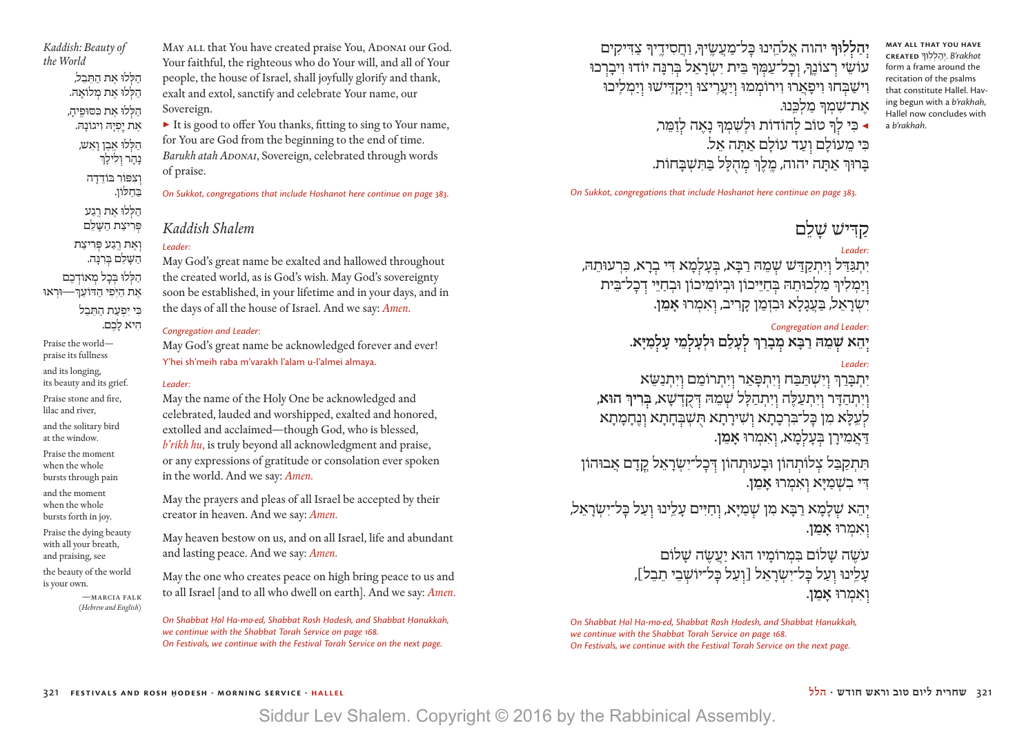*Kaddish: Beauty of the World*

הַלְלוּ אֶת הַתֵּבֵל,
הַלְלוּ אֶת מְלוֹאָהּ.
הַלְלוּ אֶת כִּסּוּפֶיהָ,
אֶת יָפְיָהּ וִיגוֹנָהּ.
הַלְלוּ אֶבֶן וָאֵשׁ,
נָהָר וְלִילָךְ
וְצִפּוֹר בּוֹדֵדָה
בַּחַלּוֹן.
הַלְלוּ אֶת רֶגַע
פְּרִיצַת הַשֶּׁלֶג
וְאֶת רֶגַע פְּרִיצַת
הַשָּׁלֵם בְּרִנָּה.
הַלְלוּ בְּכָל מְאוֹדְכֶם
אֶת הַיֹּפִי הַדּוֹעֵךְ—וּרְאוּ
כִּי יִפְעַת הַתֵּבֵל
הִיא לָכֶם.

Praise the world—
praise its fullness
and its longing,
its beauty and its grief.
Praise stone and fire,
lilac and river,
and the solitary bird
at the window.
Praise the moment
when the whole
bursts through pain
and the moment
when the whole
bursts forth in joy.
Praise the dying beauty
with all your breath,
and praising, see
the beauty of the world
is your own.

—Marcia Falk
(*Hebrew and English*)

**May all that you have created** יְהַלְלוּךָ. *B'rakhot* form a frame around the recitation of the psalms that constitute Hallel. Having begun with a *b'rakhah*, Hallel now concludes with a *b'rakhah*.

יְהַלְלוּךָ יהוה אֱלֹהֵינוּ כָּל־מַעֲשֶׂיךָ, וַחֲסִידֶיךָ צַדִּיקִים עוֹשֵׂי רְצוֹנֶךָ, וְכָל־עַמְּךָ בֵּית יִשְׂרָאֵל בְּרִנָּה יוֹדוּ וִיבָרְכוּ וִישַׁבְּחוּ וִיפָאֲרוּ וִירוֹמְמוּ וְיַעֲרִיצוּ וְיַקְדִּישׁוּ וְיַמְלִיכוּ אֶת־שִׁמְךָ מַלְכֵּנוּ.
◄ כִּי לְךָ טוֹב לְהוֹדוֹת וּלְשִׁמְךָ נָאֶה לְזַמֵּר,
כִּי מֵעוֹלָם וְעַד עוֹלָם אַתָּה אֵל.
בָּרוּךְ אַתָּה יהוה, מֶלֶךְ מְהֻלָּל בַּתִּשְׁבָּחוֹת.

May all that You have created praise You, Adonai our God. Your faithful, the righteous who do Your will, and all of Your people, the house of Israel, shall joyfully glorify and thank, exalt and extol, sanctify and celebrate Your name, our Sovereign.

► It is good to offer You thanks, fitting to sing to Your name, for You are God from the beginning to the end of time. *Barukh atah Adonai*, Sovereign, celebrated through words of praise.

*On Sukkot, congregations that include Hoshanot here continue on page 383.*

## קַדִּישׁ שָׁלֵם
## *Kaddish Shalem*

*Leader:*

יִתְגַּדַּל וְיִתְקַדַּשׁ שְׁמֵהּ רַבָּא, בְּעָלְמָא דִּי בְרָא, כִּרְעוּתֵהּ, וְיַמְלִיךְ מַלְכוּתֵהּ בְּחַיֵּיכוֹן וּבְיוֹמֵיכוֹן וּבְחַיֵּי דְכָל־בֵּית יִשְׂרָאֵל, בַּעֲגָלָא וּבִזְמַן קָרִיב, וְאִמְרוּ **אָמֵן**.

May God's great name be exalted and hallowed throughout the created world, as is God's wish. May God's sovereignty soon be established, in your lifetime and in your days, and in the days of all the house of Israel. And we say: *Amen.*

*Congregation and Leader:*

**יְהֵא שְׁמֵהּ רַבָּא מְבָרַךְ לְעָלַם וּלְעָלְמֵי עָלְמַיָּא.**

May God's great name be acknowledged forever and ever!
Y'hei sh'meih raba m'varakh l'alam u-l'almei almaya.

*Leader:*

יִתְבָּרַךְ וְיִשְׁתַּבַּח וְיִתְפָּאַר וְיִתְרוֹמַם וְיִתְנַשֵּׂא וְיִתְהַדַּר וְיִתְעַלֶּה וְיִתְהַלַּל שְׁמֵהּ דְּקֻדְשָׁא, **בְּרִיךְ הוּא**, לְעֵלָּא מִן כָּל־בִּרְכָתָא וְשִׁירָתָא תֻּשְׁבְּחָתָא וְנֶחָמָתָא דַּאֲמִירָן בְּעָלְמָא, וְאִמְרוּ **אָמֵן**.

May the name of the Holy One be acknowledged and celebrated, lauded and worshipped, exalted and honored, extolled and acclaimed—though God, who is blessed, *b'rikh hu*, is truly beyond all acknowledgment and praise, or any expressions of gratitude or consolation ever spoken in the world. And we say: *Amen.*

תִּתְקַבַּל צְלוֹתְהוֹן וּבָעוּתְהוֹן דְּכָל־יִשְׂרָאֵל קֳדָם אֲבוּהוֹן דִּי בִשְׁמַיָּא וְאִמְרוּ **אָמֵן**.

May the prayers and pleas of all Israel be accepted by their creator in heaven. And we say: *Amen.*

יְהֵא שְׁלָמָא רַבָּא מִן שְׁמַיָּא, וְחַיִּים עָלֵינוּ וְעַל כָּל־יִשְׂרָאֵל, וְאִמְרוּ **אָמֵן**.

May heaven bestow on us, and on all Israel, life and abundant and lasting peace. And we say: *Amen.*

עֹשֶׂה שָׁלוֹם בִּמְרוֹמָיו הוּא יַעֲשֶׂה שָׁלוֹם עָלֵינוּ וְעַל כָּל־יִשְׂרָאֵל [וְעַל כָּל־יוֹשְׁבֵי תֵבֵל], וְאִמְרוּ **אָמֵן**.

May the one who creates peace on high bring peace to us and to all Israel [and to all who dwell on earth]. And we say: *Amen.*

*On Shabbat Ḥol Ha-mo·ed, Shabbat Rosh Ḥodesh, and Shabbat Ḥanukkah, we continue with the Shabbat Torah Service on page 168.*
*On Festivals, we continue with the Festival Torah Service on the next page.*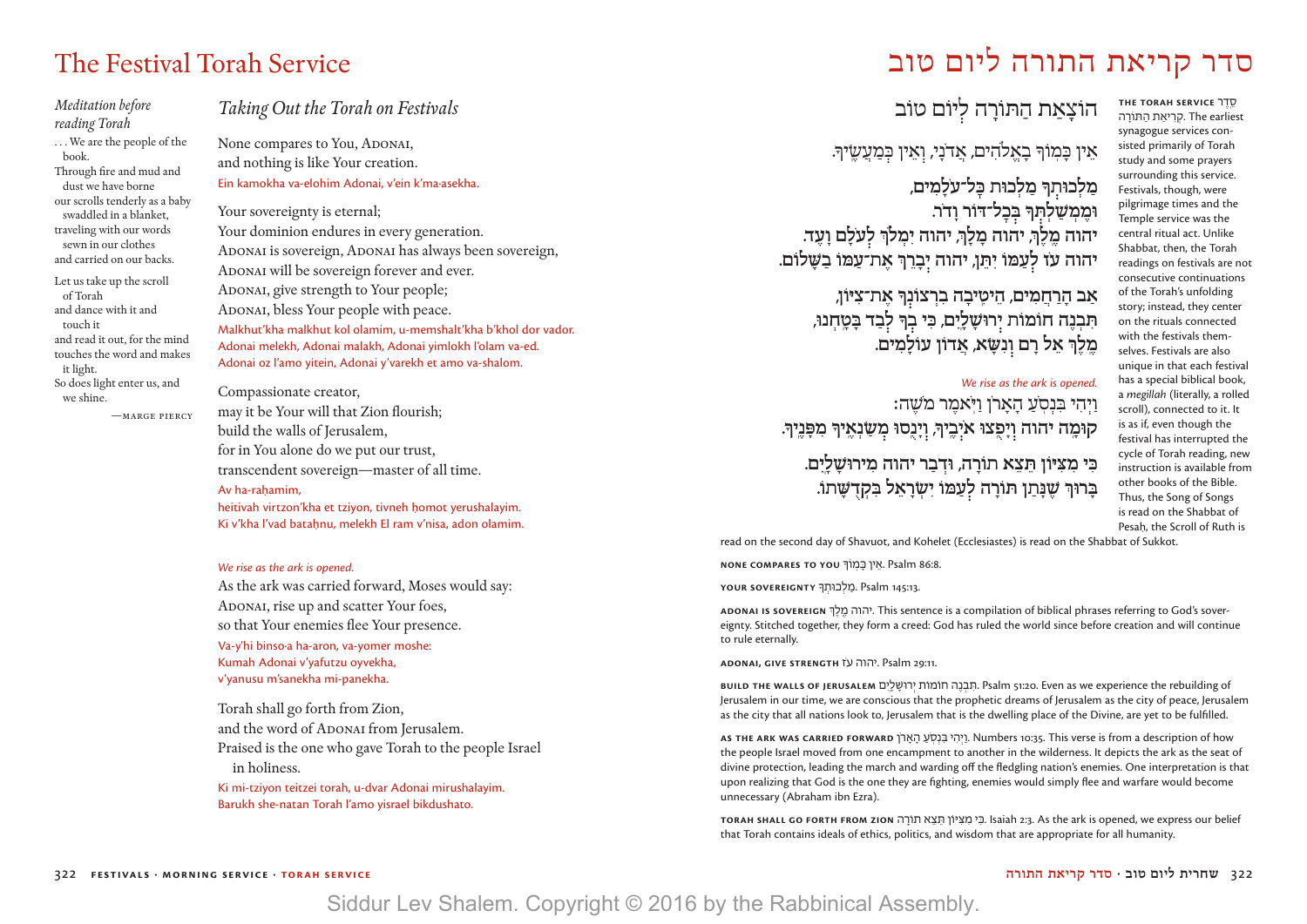# The Festival Torah Service

# סדר קריאת התורה ליום טוב

*Meditation before reading Torah*

. . . We are the people of the book.
Through fire and mud and dust we have borne
our scrolls tenderly as a baby swaddled in a blanket,
traveling with our words sewn in our clothes
and carried on our backs.

Let us take up the scroll of Torah
and dance with it and touch it
and read it out, for the mind touches the word and makes it light.
So does light enter us, and we shine.

—Marge Piercy

## *Taking Out the Torah on Festivals*

## הוֹצָאַת הַתּוֹרָה לְיוֹם טוֹב

None compares to You, Adonai,
and nothing is like Your creation.
Ein kamokha va-elohim Adonai, v'ein k'ma·asekha.

אֵין כָּמוֹךָ בָאֱלֹהִים, אֲדֹנָי, וְאֵין כְּמַעֲשֶׂיךָ.

Your sovereignty is eternal;
Your dominion endures in every generation.
Adonai is sovereign, Adonai has always been sovereign,
Adonai will be sovereign forever and ever.
Adonai, give strength to Your people;
Adonai, bless Your people with peace.
Malkhut'kha malkhut kol olamim, u-memshalt'kha b'khol dor vador.
Adonai melekh, Adonai malakh, Adonai yimlokh l'olam va-ed.
Adonai oz l'amo yitein, Adonai y'varekh et amo va-shalom.

מַלְכוּתְךָ מַלְכוּת כָּל־עֹלָמִים,
וּמֶמְשַׁלְתְּךָ בְּכָל־דּוֹר וָדֹר.
יהוה מֶלֶךְ, יהוה מָלָךְ, יהוה יִמְלֹךְ לְעֹלָם וָעֶד.
יהוה עֹז לְעַמּוֹ יִתֵּן, יהוה יְבָרֵךְ אֶת־עַמּוֹ בַשָּׁלוֹם.

Compassionate creator,
may it be Your will that Zion flourish;
build the walls of Jerusalem,
for in You alone do we put our trust,
transcendent sovereign—master of all time.
Av ha-raḥamim,
heitivah virtzon'kha et tziyon, tivneh ḥomot yerushalayim.
Ki v'kha l'vad bataḥnu, melekh El ram v'nisa, adon olamim.

אַב הָרַחֲמִים, הֵיטִיבָה בִרְצוֹנְךָ אֶת־צִיּוֹן,
תִּבְנֶה חוֹמוֹת יְרוּשָׁלָיִם, כִּי בְךָ לְבַד בָּטָחְנוּ,
מֶלֶךְ אֵל רָם וְנִשָּׂא, אֲדוֹן עוֹלָמִים.

*We rise as the ark is opened.*

As the ark was carried forward, Moses would say:
Adonai, rise up and scatter Your foes,
so that Your enemies flee Your presence.
Va-y'hi binso·a ha-aron, va-yomer moshe:
Kumah Adonai v'yafutzu oyvekha,
v'yanusu m'sanekha mi-panekha.

*We rise as the ark is opened.*

וַיְהִי בִּנְסֹעַ הָאָרֹן וַיֹּאמֶר מֹשֶׁה:
קוּמָה יהוה וְיָפֻצוּ אֹיְבֶיךָ, וְיָנֻסוּ מְשַׂנְאֶיךָ מִפָּנֶיךָ.

Torah shall go forth from Zion,
and the word of Adonai from Jerusalem.
Praised is the one who gave Torah to the people Israel in holiness.
Ki mi-tziyon teitzei torah, u-dvar Adonai mirushalayim.
Barukh she-natan Torah l'amo yisrael bikdushato.

כִּי מִצִּיּוֹן תֵּצֵא תוֹרָה, וּדְבַר יהוה מִירוּשָׁלָיִם.
בָּרוּךְ שֶׁנָּתַן תּוֹרָה לְעַמּוֹ יִשְׂרָאֵל בִּקְדֻשָּׁתוֹ.

**The Torah service** סֵדֶר קְרִיאַת הַתּוֹרָה. The earliest synagogue services consisted primarily of Torah study and some prayers surrounding this service. Festivals, though, were pilgrimage times and the Temple service was the central ritual act. Unlike Shabbat, then, the Torah readings on festivals are not consecutive continuations of the Torah's unfolding story; instead, they center on the rituals connected with the festivals themselves. Festivals are also unique in that each festival has a special biblical book, a *megillah* (literally, a rolled scroll), connected to it. It is as if, even though the festival has interrupted the cycle of Torah reading, new instruction is available from other books of the Bible. Thus, the Song of Songs is read on the Shabbat of Pesaḥ, the Scroll of Ruth is read on the second day of Shavuot, and Kohelet (Ecclesiastes) is read on the Shabbat of Sukkot.

**None compares to You** אֵין כָּמוֹךָ. Psalm 86:8.

**Your sovereignty** מַלְכוּתְךָ. Psalm 145:13.

**Adonai is sovereign** יהוה מֶלֶךְ. This sentence is a compilation of biblical phrases referring to God's sovereignty. Stitched together, they form a creed: God has ruled the world since before creation and will continue to rule eternally.

**Adonai, give strength** יהוה עֹז. Psalm 29:11.

**Build the walls of Jerusalem** תִּבְנֶה חוֹמוֹת יְרוּשָׁלָיִם. Psalm 51:20. Even as we experience the rebuilding of Jerusalem in our time, we are conscious that the prophetic dreams of Jerusalem as the city of peace, Jerusalem as the city that all nations look to, Jerusalem that is the dwelling place of the Divine, are yet to be fulfilled.

**As the ark was carried forward** וַיְהִי בִּנְסֹעַ הָאָרֹן. Numbers 10:35. This verse is from a description of how the people Israel moved from one encampment to another in the wilderness. It depicts the ark as the seat of divine protection, leading the march and warding off the fledgling nation's enemies. One interpretation is that upon realizing that God is the one they are fighting, enemies would simply flee and warfare would become unnecessary (Abraham ibn Ezra).

**Torah shall go forth from Zion** כִּי מִצִּיּוֹן תֵּצֵא תוֹרָה. Isaiah 2:3. As the ark is opened, we express our belief that Torah contains ideals of ethics, politics, and wisdom that are appropriate for all humanity.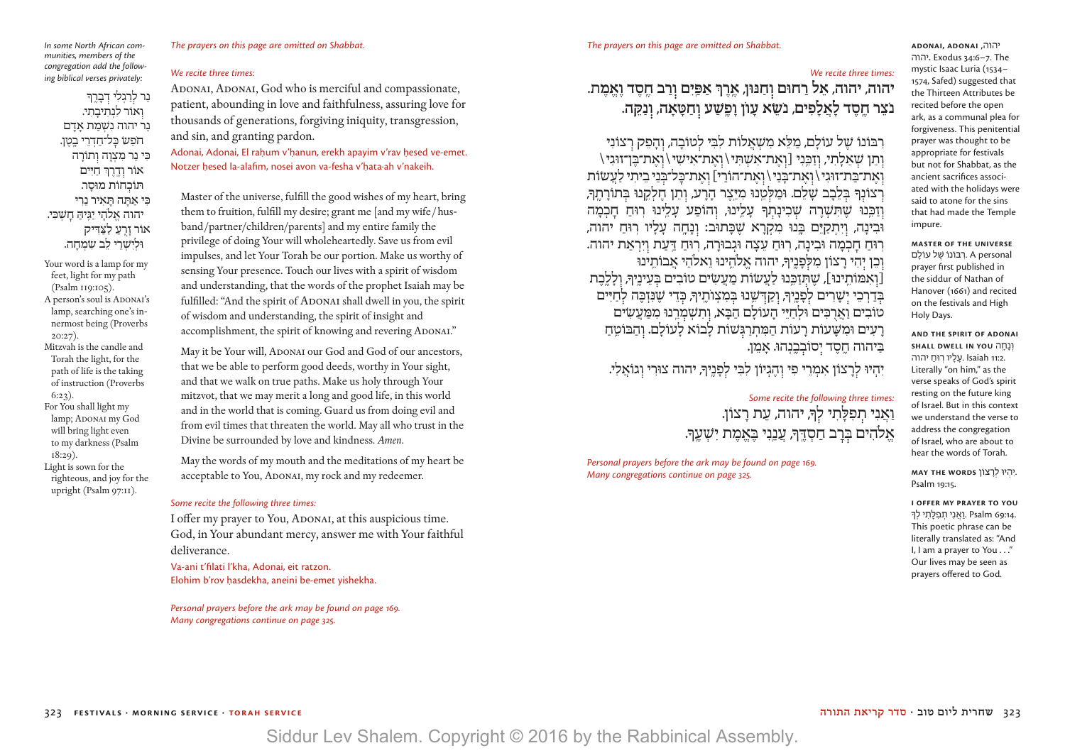*In some North African communities, members of the congregation add the following biblical verses privately:*

נֵר לְרַגְלִי דְבָרֶךָ
וְאוֹר לִנְתִיבָתִי.
נֵר יהוה נִשְׁמַת אָדָם
חֹפֵשׂ כָּל־חַדְרֵי בָטֶן.
כִּי נֵר מִצְוָה וְתוֹרָה
אוֹר וְדֶרֶךְ חַיִּים
תּוֹכְחוֹת מוּסָר.
כִּי אַתָּה תָּאִיר נֵרִי
יהוה אֱלֹהַי יַגִּיהַּ חָשְׁכִּי.
אוֹר זָרֻעַ לַצַּדִּיק
וּלְיִשְׁרֵי לֵב שִׂמְחָה.

Your word is a lamp for my feet, light for my path (Psalm 119:105).
A person's soul is Adonai's lamp, searching one's innermost being (Proverbs 20:27).
Mitzvah is the candle and Torah the light, for the path of life is the taking of instruction (Proverbs 6:23).
For You shall light my lamp; Adonai my God will bring light even to my darkness (Psalm 18:29).
Light is sown for the righteous, and joy for the upright (Psalm 97:11).

*The prayers on this page are omitted on Shabbat.*

*We recite three times:*

יהוה, יהוה, אֵל רַחוּם וְחַנּוּן, אֶרֶךְ אַפַּיִם וְרַב חֶסֶד וֶאֱמֶת.
נֹצֵר חֶסֶד לָאֲלָפִים, נֹשֵׂא עָוֹן וָפֶשַׁע וְחַטָּאָה, וְנַקֵּה.

Adonai, Adonai, God who is merciful and compassionate, patient, abounding in love and faithfulness, assuring love for thousands of generations, forgiving iniquity, transgression, and sin, and granting pardon.

Adonai, Adonai, El raḥum v'ḥanun, erekh apayim v'rav ḥesed ve-emet.
Notzer ḥesed la-alafim, nosei avon va-fesha v'ḥata·ah v'nakeih.

רִבּוֹנוֹ שֶׁל עוֹלָם, מַלֵּא מִשְׁאֲלוֹת לִבִּי לְטוֹבָה, וְהָפֵק רְצוֹנִי וְתֵן שְׁאֵלָתִי, וְזַכֵּנִי [וְאֶת־אִשְׁתִּי \ וְאֶת־אִישִׁי \ וְאֶת־בֶּן־זוּגִי \ וְאֶת־בַּת־זוּגִי \ וְאֶת־בָּנַי \ וְאֶת־הוֹרַי] וְאֶת־כָּל־בְּנֵי בֵיתִי לַעֲשׂוֹת רְצוֹנְךָ בְּלֵבָב שָׁלֵם. וּמַלְּטֵנוּ מִיֵּצֶר הָרָע, וְתֵן חֶלְקֵנוּ בְּתוֹרָתֶךָ, וְזַכֵּנוּ שֶׁתִּשְׁרֶה שְׁכִינָתְךָ עָלֵינוּ, וְהוֹפַע עָלֵינוּ רוּחַ חָכְמָה וּבִינָה, וְיִתְקַיֵּם בָּנוּ מִקְרָא שֶׁכָּתוּב: וְנָחָה עָלָיו רוּחַ יהוה, רוּחַ חָכְמָה וּבִינָה, רוּחַ עֵצָה וּגְבוּרָה, רוּחַ דַּעַת וְיִרְאַת יהוה. וּבְכֵן יְהִי רָצוֹן מִלְּפָנֶיךָ, יהוה אֱלֹהֵינוּ וֵאלֹהֵי אֲבוֹתֵינוּ [וְאִמּוֹתֵינוּ], שֶׁתְּזַכֵּנוּ לַעֲשׂוֹת מַעֲשִׂים טוֹבִים בְּעֵינֶיךָ, וְלָלֶכֶת בְּדַרְכֵי יְשָׁרִים לְפָנֶיךָ, וְקַדְּשֵׁנוּ בְּמִצְוֺתֶיךָ, כְּדֵי שֶׁנִּזְכֶּה לְחַיִּים טוֹבִים וַאֲרֻכִּים וּלְחַיֵּי הָעוֹלָם הַבָּא, וְתִשְׁמְרֵנוּ מִמַּעֲשִׂים רָעִים וּמִשָּׁעוֹת רָעוֹת הַמִּתְרַגְּשׁוֹת לָבוֹא לָעוֹלָם. וְהַבּוֹטֵחַ בַּיהוה חֶסֶד יְסוֹבְבֶנְהוּ. אָמֵן.

יִהְיוּ לְרָצוֹן אִמְרֵי פִי וְהֶגְיוֹן לִבִּי לְפָנֶיךָ, יהוה צוּרִי וְגוֹאֲלִי.

Master of the universe, fulfill the good wishes of my heart, bring them to fruition, fulfill my desire; grant me [and my wife/husband/partner/children/parents] and my entire family the privilege of doing Your will wholeheartedly. Save us from evil impulses, and let Your Torah be our portion. Make us worthy of sensing Your presence. Touch our lives with a spirit of wisdom and understanding, that the words of the prophet Isaiah may be fulfilled: "And the spirit of Adonai shall dwell in you, the spirit of wisdom and understanding, the spirit of insight and accomplishment, the spirit of knowing and revering Adonai."

May it be Your will, Adonai our God and God of our ancestors, that we be able to perform good deeds, worthy in Your sight, and that we walk on true paths. Make us holy through Your mitzvot, that we may merit a long and good life, in this world and in the world that is coming. Guard us from doing evil and from evil times that threaten the world. May all who trust in the Divine be surrounded by love and kindness. *Amen.*

May the words of my mouth and the meditations of my heart be acceptable to You, Adonai, my rock and my redeemer.

*Some recite the following three times:*

וַאֲנִי תְפִלָּתִי לְךָ, יהוה, עֵת רָצוֹן.
אֱלֹהִים בְּרָב חַסְדֶּךָ, עֲנֵנִי בֶּאֱמֶת יִשְׁעֶךָ.

I offer my prayer to You, Adonai, at this auspicious time. God, in Your abundant mercy, answer me with Your faithful deliverance.

Va-ani t'filati l'kha, Adonai, eit ratzon.
Elohim b'rov ḥasdekha, aneini be-emet yishekha.

*Personal prayers before the ark may be found on page 169.*
*Many congregations continue on page 325.*

**Adonai, Adonai** יהוה, יהוה. Exodus 34:6–7. The mystic Isaac Luria (1534–1574, Safed) suggested that the Thirteen Attributes be recited before the open ark, as a communal plea for forgiveness. This penitential prayer was thought to be appropriate for festivals but not for Shabbat, as the ancient sacrifices associated with the holidays were said to atone for the sins that had made the Temple impure.

**Master of the universe** רִבּוֹנוֹ שֶׁל עוֹלָם. A personal prayer first published in the siddur of Nathan of Hanover (1661) and recited on the festivals and High Holy Days.

**And the spirit of Adonai shall dwell in you** וְנָחָה עָלָיו רוּחַ יהוה. Isaiah 11:2. Literally "on him," as the verse speaks of God's spirit resting on the future king of Israel. But in this context we understand the verse to address the congregation of Israel, who are about to hear the words of Torah.

**May the words** יִהְיוּ לְרָצוֹן. Psalm 19:15.

**I offer my prayer to you** וַאֲנִי תְפִלָּתִי לְךָ. Psalm 69:14. This poetic phrase can be literally translated as: "And I, I am a prayer to You . . ." Our lives may be seen as prayers offered to God.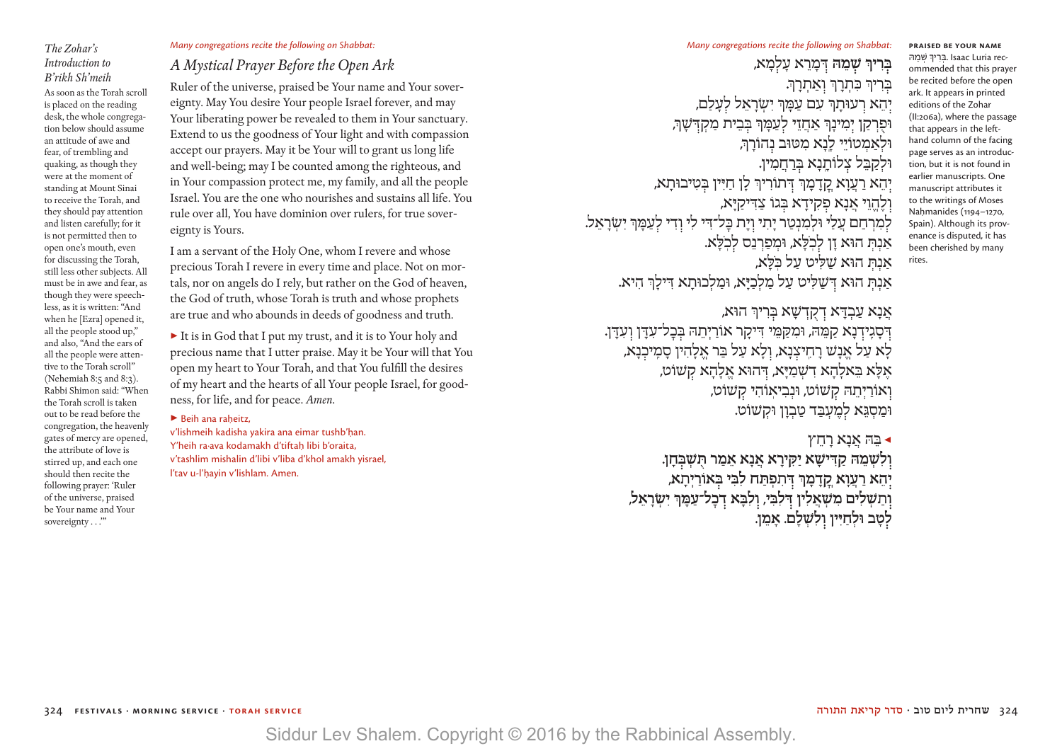### The Zohar's Introduction to B'rikh Sh'meih

As soon as the Torah scroll is placed on the reading desk, the whole congregation below should assume an attitude of awe and fear, of trembling and quaking, as though they were at the moment of standing at Mount Sinai to receive the Torah, and they should pay attention and listen carefully; for it is not permitted then to open one's mouth, even for discussing the Torah, still less other subjects. All must be in awe and fear, as though they were speechless, as it is written: "And when he [Ezra] opened it, all the people stood up," and also, "And the ears of all the people were attentive to the Torah scroll" (Nehemiah 8:5 and 8:3). Rabbi Shimon said: "When the Torah scroll is taken out to be read before the congregation, the heavenly gates of mercy are opened, the attribute of love is stirred up, and each one should then recite the following prayer: 'Ruler of the universe, praised be Your name and Your sovereignty . . .'"

*Many congregations recite the following on Shabbat:*

## *A Mystical Prayer Before the Open Ark*

Ruler of the universe, praised be Your name and Your sovereignty. May You desire Your people Israel forever, and may Your liberating power be revealed to them in Your sanctuary. Extend to us the goodness of Your light and with compassion accept our prayers. May it be Your will to grant us long life and well-being; may I be counted among the righteous, and in Your compassion protect me, my family, and all the people Israel. You are the one who nourishes and sustains all life. You rule over all, You have dominion over rulers, for true sovereignty is Yours.

I am a servant of the Holy One, whom I revere and whose precious Torah I revere in every time and place. Not on mortals, nor on angels do I rely, but rather on the God of heaven, the God of truth, whose Torah is truth and whose prophets are true and who abounds in deeds of goodness and truth.

► It is in God that I put my trust, and it is to Your holy and precious name that I utter praise. May it be Your will that You open my heart to Your Torah, and that You fulfill the desires of my heart and the hearts of all Your people Israel, for goodness, for life, and for peace. *Amen.*

► Beih ana raḥeitz,
v'lishmeih kadisha yakira ana eimar tushb'ḥan.
Y'heih ra·ava kodamakh d'tiftaḥ libi b'oraita,
v'tashlim mishalin d'libi v'liba d'khol amakh yisrael,
l'tav u-l'ḥayin v'lishlam. Amen.

*Many congregations recite the following on Shabbat:*

**בְּרִיךְ שְׁמֵהּ** דְּמָרֵא עָלְמָא,
בְּרִיךְ כִּתְרָךְ וְאַתְרָךְ.
יְהֵא רְעוּתָךְ עִם עַמָּךְ יִשְׂרָאֵל לְעָלַם,
וּפֻרְקַן יְמִינָךְ אַחֲזֵי לְעַמָּךְ בְּבֵית מַקְדְּשָׁךְ,
וּלְאַמְטוֹיֵי לָנָא מִטּוּב נְהוֹרָךְ,
וּלְקַבֵּל צְלוֹתָנָא בְּרַחֲמִין.
יְהֵא רַעֲוָא קֳדָמָךְ דְּתוֹרִיךְ לָן חַיִּין בְּטִיבוּתָא,
וְלֶהֱוֵי אֲנָא פְּקִידָא בְּגוֹ צַדִּיקַיָּא,
לְמִרְחַם עָלַי וּלְמִנְטַר יָתִי וְיָת כָּל־דִּי לִי וְדִי לְעַמָּךְ יִשְׂרָאֵל.
אַנְתְּ הוּא זָן לְכֹלָּא, וּמְפַרְנֵס לְכֹלָּא.
אַנְתְּ הוּא שַׁלִּיט עַל כֹּלָּא,
אַנְתְּ הוּא דְּשַׁלִּיט עַל מַלְכַיָּא, וּמַלְכוּתָא דִּילָךְ הִיא.

אֲנָא עַבְדָּא דְקֻדְשָׁא בְּרִיךְ הוּא,
דְּסָגִידְנָא קַמֵּהּ, וּמִקַּמֵּי דִּיקַר אוֹרַיְתֵהּ בְּכָל־עִדָּן וְעִדָּן.
לָא עַל אֱנָשׁ רָחֵיצְנָא, וְלָא עַל בַּר אֱלָהִין סָמֵיכְנָא,
אֶלָּא בֶּאֱלָהָא דִשְׁמַיָּא, דְּהוּא אֱלָהָא קְשׁוֹט,
וְאוֹרַיְתֵהּ קְשׁוֹט, וּנְבִיאוֹהִי קְשׁוֹט,
וּמַסְגֵּא לְמֶעְבַּד טַבְוָן וּקְשׁוֹט.

◄ בֵּהּ אֲנָא רָחֵיץ
**וְלִשְׁמֵהּ קַדִּישָׁא יַקִּירָא אֲנָא אֵמַר תֻּשְׁבְּחָן.**
**יְהֵא רַעֲוָא קֳדָמָךְ דְּתִפְתַּח לִבִּי בְּאוֹרַיְתָא,**
**וְתַשְׁלִים מִשְׁאֲלִין דְּלִבִּי, וְלִבָּא דְכָל־עַמָּךְ יִשְׂרָאֵל,**
**לְטָב וּלְחַיִּין וְלִשְׁלָם. אָמֵן.**

**PRAISED BE YOUR NAME** בְּרִיךְ שְׁמֵהּ. Isaac Luria recommended that this prayer be recited before the open ark. It appears in printed editions of the Zohar (II:206a), where the passage that appears in the left-hand column of the facing page serves as an introduction, but it is not found in earlier manuscripts. One manuscript attributes it to the writings of Moses Naḥmanides (1194–1270, Spain). Although its provenance is disputed, it has been cherished by many rites.

Siddur Lev Shalem. Copyright © 2016 by the Rabbinical Assembly.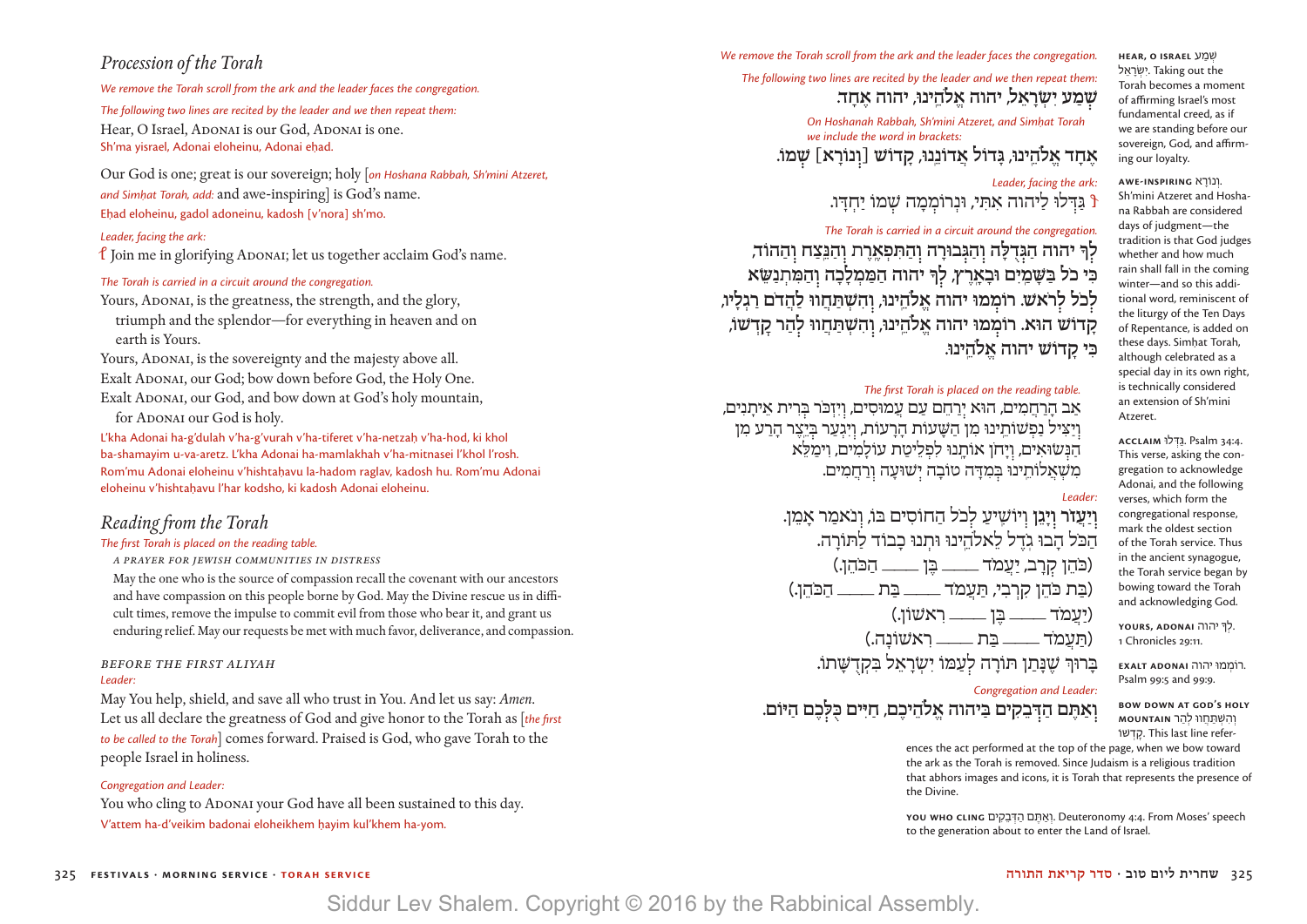## Procession of the Torah

*We remove the Torah scroll from the ark and the leader faces the congregation.*

*The following two lines are recited by the leader and we then repeat them:*

Hear, O Israel, Adonai is our God, Adonai is one.
Sh'ma yisrael, Adonai eloheinu, Adonai eḥad.

Our God is one; great is our sovereign; holy [*on Hoshana Rabbah, Sh'mini Atzeret, and Simḥat Torah, add:* and awe-inspiring] is God's name.
Eḥad eloheinu, gadol adoneinu, kadosh [v'nora] sh'mo.

*Leader, facing the ark:*

Join me in glorifying Adonai; let us together acclaim God's name.

*The Torah is carried in a circuit around the congregation.*

Yours, Adonai, is the greatness, the strength, and the glory,
triumph and the splendor—for everything in heaven and on earth is Yours.
Yours, Adonai, is the sovereignty and the majesty above all.
Exalt Adonai, our God; bow down before God, the Holy One.
Exalt Adonai, our God, and bow down at God's holy mountain,
for Adonai our God is holy.

L'kha Adonai ha-g'dulah v'ha-g'vurah v'ha-tiferet v'ha-netzaḥ v'ha-hod, ki khol ba-shamayim u-va-aretz. L'kha Adonai ha-mamlakhah v'ha-mitnasei l'khol l'rosh. Rom'mu Adonai eloheinu v'hishtaḥavu la-hadom raglav, kadosh hu. Rom'mu Adonai eloheinu v'hishtaḥavu l'har kodsho, ki kadosh Adonai eloheinu.

## Reading from the Torah

*The first Torah is placed on the reading table.*

A PRAYER FOR JEWISH COMMUNITIES IN DISTRESS

May the one who is the source of compassion recall the covenant with our ancestors and have compassion on this people borne by God. May the Divine rescue us in difficult times, remove the impulse to commit evil from those who bear it, and grant us enduring relief. May our requests be met with much favor, deliverance, and compassion.

*BEFORE THE FIRST ALIYAH*

*Leader:*

May You help, shield, and save all who trust in You. And let us say: *Amen.*
Let us all declare the greatness of God and give honor to the Torah as [*the first to be called to the Torah*] comes forward. Praised is God, who gave Torah to the people Israel in holiness.

*Congregation and Leader:*

You who cling to Adonai your God have all been sustained to this day.
V'attem ha-d'veikim badonai eloheikhem ḥayim kul'khem ha-yom.

*We remove the Torah scroll from the ark and the leader faces the congregation.*

*The following two lines are recited by the leader and we then repeat them:*

**שְׁמַע יִשְׂרָאֵל, יהוה אֱלֹהֵינוּ, יהוה אֶחָד.**

*On Hoshanah Rabbah, Sh'mini Atzeret, and Simḥat Torah we include the word in brackets:*

**אֶחָד אֱלֹהֵינוּ, גָּדוֹל אֲדוֹנֵנוּ, קָדוֹשׁ [וְנוֹרָא] שְׁמוֹ.**

*Leader, facing the ark:*

גַּדְּלוּ לַיהוה אִתִּי, וּנְרוֹמְמָה שְׁמוֹ יַחְדָּו.

*The Torah is carried in a circuit around the congregation.*

**לְךָ יהוה הַגְּדֻלָּה וְהַגְּבוּרָה וְהַתִּפְאֶרֶת וְהַנֵּצַח וְהַהוֹד, כִּי כֹל בַּשָּׁמַיִם וּבָאָרֶץ, לְךָ יהוה הַמַּמְלָכָה וְהַמִּתְנַשֵּׂא לְכֹל לְרֹאשׁ. רוֹמְמוּ יהוה אֱלֹהֵינוּ, וְהִשְׁתַּחֲווּ לַהֲדֹם רַגְלָיו, קָדוֹשׁ הוּא. רוֹמְמוּ יהוה אֱלֹהֵינוּ, וְהִשְׁתַּחֲווּ לְהַר קָדְשׁוֹ, כִּי קָדוֹשׁ יהוה אֱלֹהֵינוּ.**

*The first Torah is placed on the reading table.*

אַב הָרַחֲמִים, הוּא יְרַחֵם עַם עֲמוּסִים, וְיִזְכֹּר בְּרִית אֵיתָנִים, וְיַצִּיל נַפְשׁוֹתֵינוּ מִן הַשָּׁעוֹת הָרָעוֹת, וְיִגְעַר בְּיֵצֶר הָרָע מִן הַנְּשׂוּאִים, וְיָחֹן אוֹתָנוּ לִפְלֵיטַת עוֹלָמִים, וִימַלֵּא מִשְׁאֲלוֹתֵינוּ בְּמִדָּה טוֹבָה יְשׁוּעָה וְרַחֲמִים.

*Leader:*

**וְיַעֲזֹר וְיָגֵן וְיוֹשִׁיעַ לְכֹל הַחוֹסִים בּוֹ, וְנֹאמַר אָמֵן.**
הַכֹּל הָבוּ גֹדֶל לֵאלֹהֵינוּ וּתְנוּ כָבוֹד לַתּוֹרָה.
(כֹּהֵן קְרָב, יַעֲמֹד \_\_\_\_ בֶּן \_\_\_\_ הַכֹּהֵן.)
(בַּת כֹּהֵן קִרְבִי, תַּעֲמֹד \_\_\_\_ בַּת \_\_\_\_ הַכֹּהֵן.)
(יַעֲמֹד \_\_\_\_ בֶּן \_\_\_\_ רִאשׁוֹן.)
(תַּעֲמֹד \_\_\_\_ בַּת \_\_\_\_ רִאשׁוֹנָה.)
בָּרוּךְ שֶׁנָּתַן תּוֹרָה לְעַמּוֹ יִשְׂרָאֵל בִּקְדֻשָּׁתוֹ.

*Congregation and Leader:*

**וְאַתֶּם הַדְּבֵקִים בַּיהוה אֱלֹהֵיכֶם, חַיִּים כֻּלְּכֶם הַיּוֹם.**

---

**HEAR, O ISRAEL** שְׁמַע יִשְׂרָאֵל. Taking out the Torah becomes a moment of affirming Israel's most fundamental creed, as if we are standing before our sovereign, God, and affirming our loyalty.

**AWE-INSPIRING** וְנוֹרָא. Sh'mini Atzeret and Hoshana Rabbah are considered days of judgment—the tradition is that God judges whether and how much rain shall fall in the coming winter—and so this additional word, reminiscent of the liturgy of the Ten Days of Repentance, is added on these days. Simḥat Torah, although celebrated as a special day in its own right, is technically considered an extension of Sh'mini Atzeret.

**ACCLAIM** גַּדְּלוּ. Psalm 34:4. This verse, asking the congregation to acknowledge Adonai, and the following verses, which form the congregational response, mark the oldest section of the Torah service. Thus in the ancient synagogue, the Torah service began by bowing toward the Torah and acknowledging God.

**YOURS, ADONAI** לְךָ יהוה. 1 Chronicles 29:11.

**EXALT ADONAI** רוֹמְמוּ יהוה. Psalm 99:5 and 99:9.

**BOW DOWN AT GOD'S HOLY MOUNTAIN** וְהִשְׁתַּחֲווּ לְהַר קָדְשׁוֹ. This last line references the act performed at the top of the page, when we bow toward the ark as the Torah is removed. Since Judaism is a religious tradition that abhors images and icons, it is Torah that represents the presence of the Divine.

**YOU WHO CLING** וְאַתֶּם הַדְּבֵקִים. Deuteronomy 4:4. From Moses' speech to the generation about to enter the Land of Israel.

Siddur Lev Shalem. Copyright © 2016 by the Rabbinical Assembly.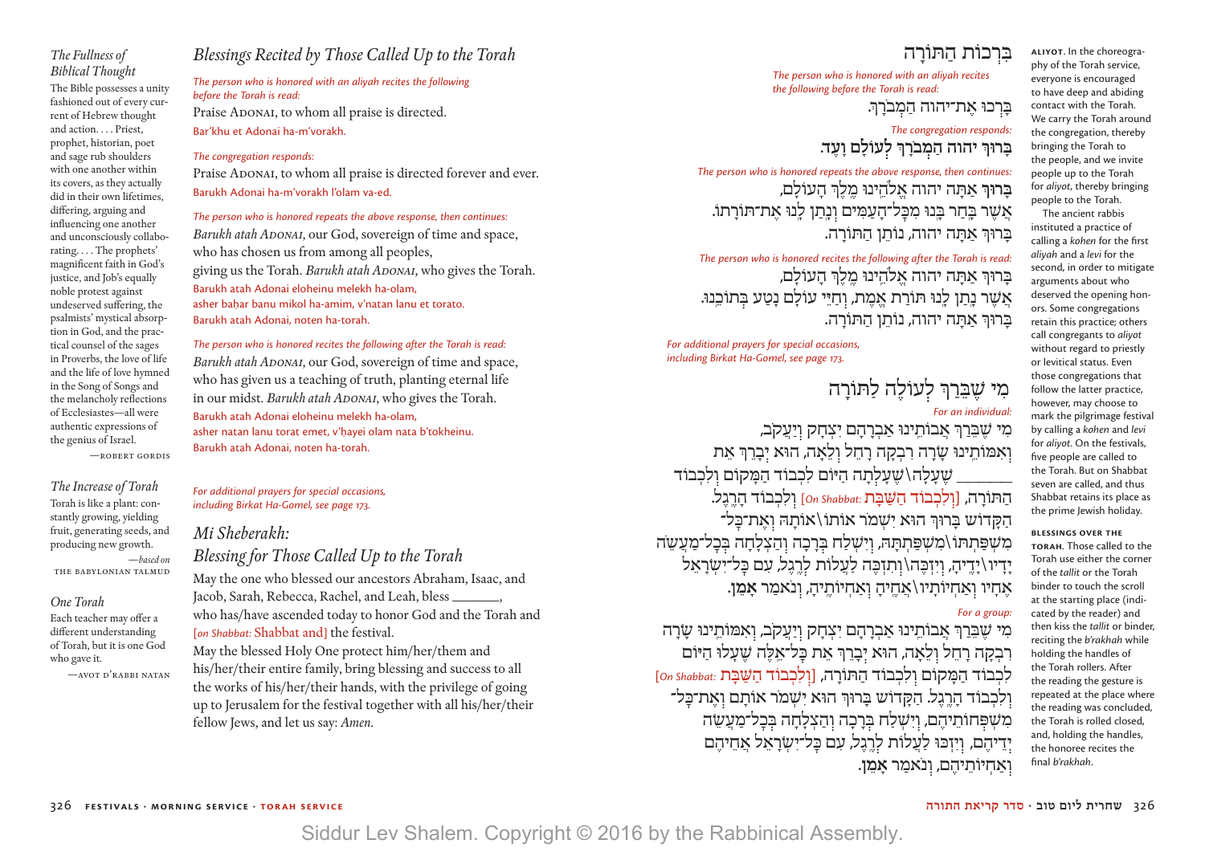### The Fullness of Biblical Thought

The Bible possesses a unity fashioned out of every current of Hebrew thought and action. . . . Priest, prophet, historian, poet and sage rub shoulders with one another within its covers, as they actually did in their own lifetimes, differing, arguing and influencing one another and unconsciously collaborating. . . . The prophets' magnificent faith in God's justice, and Job's equally noble protest against undeserved suffering, the psalmists' mystical absorption in God, and the practical counsel of the sages in Proverbs, the love of life and the life of love hymned in the Song of Songs and the melancholy reflections of Ecclesiastes—all were authentic expressions of the genius of Israel.

—ROBERT GORDIS

### The Increase of Torah

Torah is like a plant: constantly growing, yielding fruit, generating seeds, and producing new growth.

—*based on* THE BABYLONIAN TALMUD

### One Torah

Each teacher may offer a different understanding of Torah, but it is one God who gave it.

—AVOT D'RABBI NATAN

## Blessings Recited by Those Called Up to the Torah

# בִּרְכוֹת הַתּוֹרָה

*The person who is honored with an aliyah recites the following before the Torah is read:*

בָּרְכוּ אֶת־יהוה הַמְבֹרָךְ.

Praise Adonai, to whom all praise is directed.

Bar'khu et Adonai ha-m'vorakh.

*The congregation responds:*

**בָּרוּךְ יהוה הַמְבֹרָךְ לְעוֹלָם וָעֶד.**

Praise Adonai, to whom all praise is directed forever and ever.

Barukh Adonai ha-m'vorakh l'olam va-ed.

*The person who is honored repeats the above response, then continues:*

**בָּרוּךְ** אַתָּה יהוה אֱלֹהֵינוּ מֶלֶךְ הָעוֹלָם,
אֲשֶׁר בָּחַר בָּנוּ מִכׇּל־הָעַמִּים וְנָתַן לָנוּ אֶת־תּוֹרָתוֹ.
בָּרוּךְ אַתָּה יהוה, נוֹתֵן הַתּוֹרָה.

*Barukh atah Adonai,* our God, sovereign of time and space, who has chosen us from among all peoples, giving us the Torah. *Barukh atah Adonai,* who gives the Torah.

Barukh atah Adonai eloheinu melekh ha-olam,
asher baḥar banu mikol ha-amim, v'natan lanu et torato.
Barukh atah Adonai, noten ha-torah.

*The person who is honored recites the following after the Torah is read:*

בָּרוּךְ אַתָּה יהוה אֱלֹהֵינוּ מֶלֶךְ הָעוֹלָם,
אֲשֶׁר נָתַן לָנוּ תּוֹרַת אֱמֶת, וְחַיֵּי עוֹלָם נָטַע בְּתוֹכֵנוּ.
בָּרוּךְ אַתָּה יהוה, נוֹתֵן הַתּוֹרָה.

*Barukh atah Adonai,* our God, sovereign of time and space, who has given us a teaching of truth, planting eternal life in our midst. *Barukh atah Adonai,* who gives the Torah.

Barukh atah Adonai eloheinu melekh ha-olam,
asher natan lanu torat emet, v'ḥayei olam nata b'tokheinu.
Barukh atah Adonai, noten ha-torah.

*For additional prayers for special occasions, including Birkat Ha-Gomel, see page 173.*

## Mi Sheberakh: Blessing for Those Called Up to the Torah

# מִי שֶׁבֵּרַךְ לְעוֹלֶה לַתּוֹרָה

*For an individual:*

מִי שֶׁבֵּרַךְ אֲבוֹתֵינוּ אַבְרָהָם יִצְחָק וְיַעֲקֹב, וְאִמּוֹתֵינוּ שָׂרָה רִבְקָה רָחֵל וְלֵאָה, הוּא יְבָרֵךְ אֶת \_\_\_\_\_\_\_ שֶׁעָלָה\שֶׁעָלְתָה הַיּוֹם לִכְבוֹד הַמָּקוֹם וְלִכְבוֹד הַתּוֹרָה, [*On Shabbat:* וְלִכְבוֹד הַשַּׁבָּת] וְלִכְבוֹד הָרֶגֶל. הַקָּדוֹשׁ בָּרוּךְ הוּא יִשְׁמֹר אוֹתוֹ\אוֹתָהּ וְאֶת־כׇּל־מִשְׁפַּחְתּוֹ\מִשְׁפַּחְתָּהּ, וְיִשְׁלַח בְּרָכָה וְהַצְלָחָה בְּכׇל־מַעֲשֵׂה יָדָיו\יָדֶיהָ, וְיִזְכֶּה\וְתִזְכֶּה לַעֲלוֹת לָרֶגֶל, עִם כׇּל־יִשְׂרָאֵל אֶחָיו וְאַחְיוֹתָיו\אַחֶיהָ וְאַחְיוֹתֶיהָ, וְנֹאמַר **אָמֵן.**

*For a group:*

מִי שֶׁבֵּרַךְ אֲבוֹתֵינוּ אַבְרָהָם יִצְחָק וְיַעֲקֹב, וְאִמּוֹתֵינוּ שָׂרָה רִבְקָה רָחֵל וְלֵאָה, הוּא יְבָרֵךְ אֶת כׇּל־אֵלֶּה שֶׁעָלוּ הַיּוֹם לִכְבוֹד הַמָּקוֹם וְלִכְבוֹד הַתּוֹרָה, [*On Shabbat:* וְלִכְבוֹד הַשַּׁבָּת] וְלִכְבוֹד הָרֶגֶל. הַקָּדוֹשׁ בָּרוּךְ הוּא יִשְׁמֹר אוֹתָם וְאֶת־כׇּל־מִשְׁפְּחוֹתֵיהֶם, וְיִשְׁלַח בְּרָכָה וְהַצְלָחָה בְּכׇל־מַעֲשֵׂה יְדֵיהֶם, וְיִזְכּוּ לַעֲלוֹת לָרֶגֶל, עִם כׇּל־יִשְׂרָאֵל אֲחֵיהֶם וְאַחְיוֹתֵיהֶם, וְנֹאמַר **אָמֵן.**

May the one who blessed our ancestors Abraham, Isaac, and Jacob, Sarah, Rebecca, Rachel, and Leah, bless \_\_\_\_\_\_\_, who has/have ascended today to honor God and the Torah and [*on Shabbat:* Shabbat and] the festival.
May the blessed Holy One protect him/her/them and his/her/their entire family, bring blessing and success to all the works of his/her/their hands, with the privilege of going up to Jerusalem for the festival together with all his/her/their fellow Jews, and let us say: *Amen.*

**ALIYOT.** In the choreography of the Torah service, everyone is encouraged to have deep and abiding contact with the Torah. We carry the Torah around the congregation, thereby bringing the Torah to the people, and we invite people up to the Torah for *aliyot*, thereby bringing people to the Torah.

The ancient rabbis instituted a practice of calling a *kohen* for the first *aliyah* and a *levi* for the second, in order to mitigate arguments about who deserved the opening honors. Some congregations retain this practice; others call congregants to *aliyot* without regard to priestly or levitical status. Even those congregations that follow the latter practice, however, may choose to mark the pilgrimage festival by calling a *kohen* and *levi* for *aliyot*. On the festivals, five people are called to the Torah. But on Shabbat seven are called, and thus Shabbat retains its place as the prime Jewish holiday.

**BLESSINGS OVER THE TORAH.** Those called to the Torah use either the corner of the *tallit* or the Torah binder to touch the scroll at the starting place (indicated by the reader) and then kiss the *tallit* or binder, reciting the *b'rakhah* while holding the handles of the Torah rollers. After the reading the gesture is repeated at the place where the reading was concluded, the Torah is rolled closed, and, holding the handles, the honoree recites the final *b'rakhah*.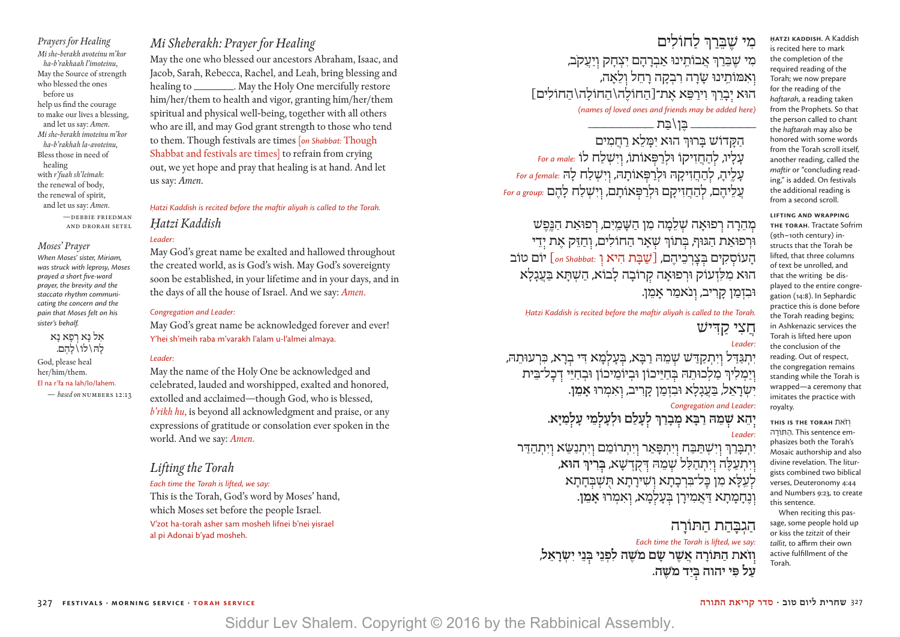## Prayers for Healing

*Mi she-berakh avoteinu m'kor ha-b'rakhaah l'imoteinu,*
May the Source of strength
who blessed the ones before us
help us find the courage
to make our lives a blessing,
and let us say: *Amen.*
*Mi she-berakh imoteinu m'kor ha-b'rakhah la-avoteinu,*
Bless those in need of healing
with *r'fuah sh'leimah*:
the renewal of body,
the renewal of spirit,
and let us say: *Amen.*

—Debbie Friedman and Drorah Setel

## Moses' Prayer

*When Moses' sister, Miriam, was struck with leprosy, Moses prayed a short five-word prayer, the brevity and the staccato rhythm communicating the concern and the pain that Moses felt on his sister's behalf.*

אֵל נָא רְפָא נָא
לָהּ\לוֹ\לָהֶם.

God, please heal her/him/them.
El na r'fa na lah/lo/lahem.

— *based on* Numbers 12:13

## Mi Sheberakh: Prayer for Healing

May the one who blessed our ancestors Abraham, Isaac, and Jacob, Sarah, Rebecca, Rachel, and Leah, bring blessing and healing to ________. May the Holy One mercifully restore him/her/them to health and vigor, granting him/her/them spiritual and physical well-being, together with all others who are ill, and may God grant strength to those who tend to them. Though festivals are times [*on Shabbat:* Though Shabbat and festivals are times] to refrain from crying out, we yet hope and pray that healing is at hand. And let us say: *Amen.*

## מִי שֶׁבֵּרַךְ לַחוֹלִים

מִי שֶׁבֵּרַךְ אֲבוֹתֵינוּ אַבְרָהָם יִצְחָק וְיַעֲקֹב,
וְאִמּוֹתֵינוּ שָׂרָה רִבְקָה רָחֵל וְלֵאָה,
הוּא יְבָרֵךְ וִירַפֵּא אֶת־[הַחוֹלֶה\הַחוֹלָה\הַחוֹלִים]
*(names of loved ones and friends may be added here)*
________ בֶּן\בַּת ________
הַקָּדוֹשׁ בָּרוּךְ הוּא יִמָּלֵא רַחֲמִים
*For a male:* עָלָיו, לְהַחֲזִיקוֹ וּלְרַפְּאוֹתוֹ, וְיִשְׁלַח לוֹ
*For a female:* עָלֶיהָ, לְהַחֲזִיקָהּ וּלְרַפְּאוֹתָהּ, וְיִשְׁלַח לָהּ
*For a group:* עֲלֵיהֶם, לְהַחֲזִיקָם וּלְרַפְּאוֹתָם, וְיִשְׁלַח לָהֶם

מְהֵרָה רְפוּאָה שְׁלֵמָה מִן הַשָּׁמַיִם, רְפוּאַת הַנֶּפֶשׁ
וּרְפוּאַת הַגּוּף, בְּתוֹךְ שְׁאָר הַחוֹלִים, וְחַזֵּק אֶת יְדֵי
הָעוֹסְקִים בְּצָרְכֵיהֶם, [*on Shabbat:* שַׁבָּת הִיא וְ] יוֹם טוֹב
הוּא מִלִּזְעוֹק וּרְפוּאָה קְרוֹבָה לָבוֹא, הַשְׁתָּא בַּעֲגָלָא
וּבִזְמַן קָרִיב, וְנֹאמַר אָמֵן.

*Ḥatzi Kaddish is recited before the maftir aliyah is called to the Torah.*

## Ḥatzi Kaddish

*Leader:*
May God's great name be exalted and hallowed throughout the created world, as is God's wish. May God's sovereignty soon be established, in your lifetime and in your days, and in the days of all the house of Israel. And we say: *Amen.*

*Congregation and Leader:*
May God's great name be acknowledged forever and ever!
Y'hei sh'meih raba m'varakh l'alam u-l'almei almaya.

*Leader:*
May the name of the Holy One be acknowledged and celebrated, lauded and worshipped, exalted and honored, extolled and acclaimed—though God, who is blessed, *b'rikh hu,* is beyond all acknowledgment and praise, or any expressions of gratitude or consolation ever spoken in the world. And we say: *Amen.*

## חֲצִי קַדִּישׁ

*Leader:*
יִתְגַּדַּל וְיִתְקַדַּשׁ שְׁמֵהּ רַבָּא, בְּעָלְמָא דִּי בְרָא, כִּרְעוּתֵהּ,
וְיַמְלִיךְ מַלְכוּתֵהּ בְּחַיֵּיכוֹן וּבְיוֹמֵיכוֹן וּבְחַיֵּי דְכָל־בֵּית
יִשְׂרָאֵל, בַּעֲגָלָא וּבִזְמַן קָרִיב, וְאִמְרוּ אָמֵן.

*Congregation and Leader:*
**יְהֵא שְׁמֵהּ רַבָּא מְבָרַךְ לְעָלַם וּלְעָלְמֵי עָלְמַיָּא.**

*Leader:*
יִתְבָּרַךְ וְיִשְׁתַּבַּח וְיִתְפָּאַר וְיִתְרוֹמַם וְיִתְנַשֵּׂא וְיִתְהַדַּר
וְיִתְעַלֶּה וְיִתְהַלַּל שְׁמֵהּ דְּקֻדְשָׁא, **בְּרִיךְ הוּא,**
לְעֵלָּא מִן כָּל־בִּרְכָתָא וְשִׁירָתָא תֻּשְׁבְּחָתָא
וְנֶחֱמָתָא דַּאֲמִירָן בְּעָלְמָא, וְאִמְרוּ אָמֵן.

## Lifting the Torah

*Each time the Torah is lifted, we say:*
This is the Torah, God's word by Moses' hand,
which Moses set before the people Israel.
V'zot ha-torah asher sam mosheh lifnei b'nei yisrael
al pi Adonai b'yad mosheh.

## הַגְבָּהַת הַתּוֹרָה

*Each time the Torah is lifted, we say:*
**וְזֹאת הַתּוֹרָה אֲשֶׁר שָׂם מֹשֶׁה לִפְנֵי בְּנֵי יִשְׂרָאֵל,**
**עַל פִּי יהוה בְּיַד מֹשֶׁה.**

---

**Ḥatzi Kaddish.** A Kaddish is recited here to mark the completion of the required reading of the Torah; we now prepare for the reading of the *haftarah*, a reading taken from the Prophets. So that the person called to chant the *haftarah* may also be honored with some words from the Torah scroll itself, another reading, called the *maftir* or "concluding reading," is added. On festivals the additional reading is from a second scroll.

**Lifting and Wrapping the Torah.** Tractate Sofrim (9th–10th century) instructs that the Torah be lifted, that three columns of text be unrolled, and that the writing be displayed to the entire congregation (14:8). In Sephardic practice this is done before the Torah reading begins; in Ashkenazic services the Torah is lifted here upon the conclusion of the reading. Out of respect, the congregation remains standing while the Torah is wrapped—a ceremony that imitates the practice with royalty.

**This Is the Torah** וְזֹאת הַתּוֹרָה. This sentence emphasizes both the Torah's Mosaic authorship and also divine revelation. The liturgists combined two biblical verses, Deuteronomy 4:44 and Numbers 9:23, to create this sentence.

When reciting this passage, some people hold up or kiss the *tzitzit* of their *tallit*, to affirm their own active fulfillment of the Torah.

Siddur Lev Shalem. Copyright © 2016 by the Rabbinical Assembly.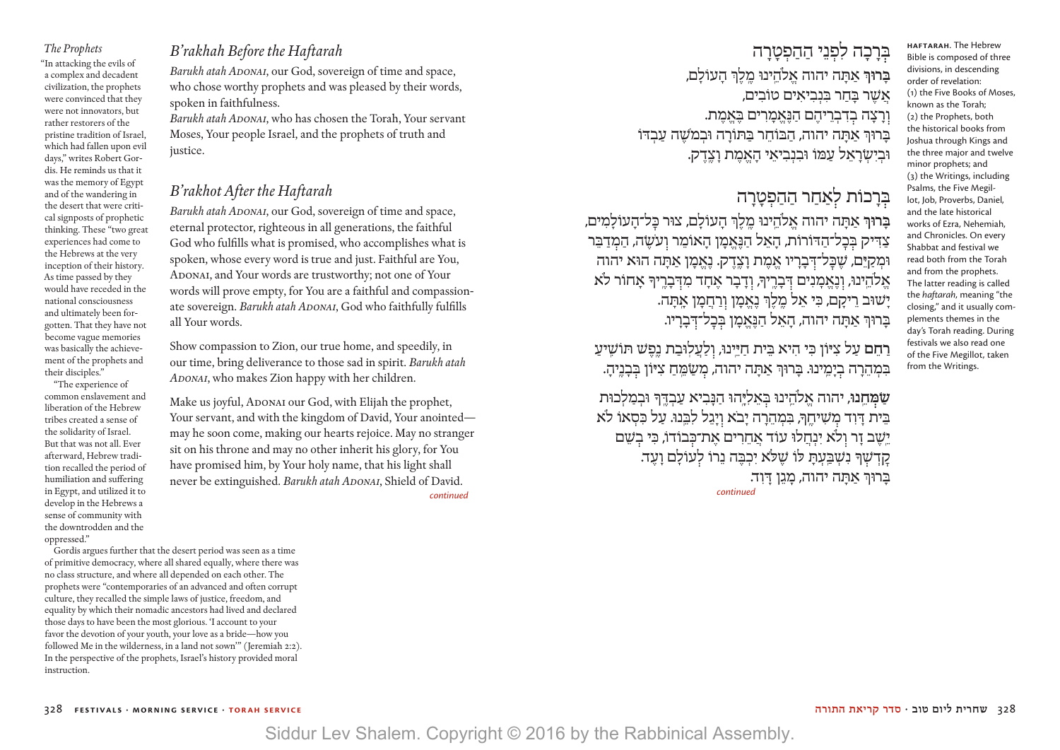## The Prophets

"In attacking the evils of a complex and decadent civilization, the prophets were convinced that they were not innovators, but rather restorers of the pristine tradition of Israel, which had fallen upon evil days," writes Robert Gordis. He reminds us that it was the memory of Egypt and of the wandering in the desert that were critical signposts of prophetic thinking. These "two great experiences had come to the Hebrews at the very inception of their history. As time passed by they would have receded in the national consciousness and ultimately been forgotten. That they have not become vague memories was basically the achievement of the prophets and their disciples."

"The experience of common enslavement and liberation of the Hebrew tribes created a sense of the solidarity of Israel. But that was not all. Ever afterward, Hebrew tradition recalled the period of humiliation and suffering in Egypt, and utilized it to develop in the Hebrews a sense of community with the downtrodden and the oppressed."

Gordis argues further that the desert period was seen as a time of primitive democracy, where all shared equally, where there was no class structure, and where all depended on each other. The prophets were "contemporaries of an advanced and often corrupt culture, they recalled the simple laws of justice, freedom, and equality by which their nomadic ancestors had lived and declared those days to have been the most glorious. 'I account to your favor the devotion of your youth, your love as a bride—how you followed Me in the wilderness, in a land not sown'" (Jeremiah 2:2). In the perspective of the prophets, Israel's history provided moral instruction.

## B'rakhah Before the Haftarah

*Barukh atah Adonai*, our God, sovereign of time and space, who chose worthy prophets and was pleased by their words, spoken in faithfulness.

*Barukh atah Adonai*, who has chosen the Torah, Your servant Moses, Your people Israel, and the prophets of truth and justice.

## B'rakhot After the Haftarah

*Barukh atah Adonai*, our God, sovereign of time and space, eternal protector, righteous in all generations, the faithful God who fulfills what is promised, who accomplishes what is spoken, whose every word is true and just. Faithful are You, Adonai, and Your words are trustworthy; not one of Your words will prove empty, for You are a faithful and compassionate sovereign. *Barukh atah Adonai*, God who faithfully fulfills all Your words.

Show compassion to Zion, our true home, and speedily, in our time, bring deliverance to those sad in spirit. *Barukh atah Adonai*, who makes Zion happy with her children.

Make us joyful, Adonai our God, with Elijah the prophet, Your servant, and with the kingdom of David, Your anointed—may he soon come, making our hearts rejoice. May no stranger sit on his throne and may no other inherit his glory, for You have promised him, by Your holy name, that his light shall never be extinguished. *Barukh atah Adonai*, Shield of David.

*continued*

## בְּרָכָה לִפְנֵי הַהַפְטָרָה

**בָּרוּךְ** אַתָּה יהוה אֱלֹהֵינוּ מֶלֶךְ הָעוֹלָם,
אֲשֶׁר בָּחַר בִּנְבִיאִים טוֹבִים,
וְרָצָה בְדִבְרֵיהֶם הַנֶּאֱמָרִים בֶּאֱמֶת.
בָּרוּךְ אַתָּה יהוה, הַבּוֹחֵר בַּתּוֹרָה וּבְמֹשֶׁה עַבְדּוֹ
וּבְיִשְׂרָאֵל עַמּוֹ וּבִנְבִיאֵי הָאֱמֶת וָצֶדֶק.

## בְּרָכוֹת לְאַחַר הַהַפְטָרָה

**בָּרוּךְ** אַתָּה יהוה אֱלֹהֵינוּ מֶלֶךְ הָעוֹלָם, צוּר כָּל־הָעוֹלָמִים, צַדִּיק בְּכָל־הַדּוֹרוֹת, הָאֵל הַנֶּאֱמָן הָאוֹמֵר וְעֹשֶׂה, הַמְדַבֵּר וּמְקַיֵּם, שֶׁכָּל־דְּבָרָיו אֱמֶת וָצֶדֶק. נֶאֱמָן אַתָּה הוּא יהוה אֱלֹהֵינוּ, וְנֶאֱמָנִים דְּבָרֶיךָ, וְדָבָר אֶחָד מִדְּבָרֶיךָ אָחוֹר לֹא יָשׁוּב רֵיקָם, כִּי אֵל מֶלֶךְ נֶאֱמָן וְרַחֲמָן אָתָּה.
בָּרוּךְ אַתָּה יהוה, הָאֵל הַנֶּאֱמָן בְּכָל־דְּבָרָיו.

**רַחֵם** עַל צִיּוֹן כִּי הִיא בֵּית חַיֵּינוּ, וְלַעֲלוּבַת נֶפֶשׁ תּוֹשִׁיעַ בִּמְהֵרָה בְיָמֵינוּ. בָּרוּךְ אַתָּה יהוה, מְשַׂמֵּחַ צִיּוֹן בְּבָנֶיהָ.

**שַׂמְּחֵנוּ**, יהוה אֱלֹהֵינוּ בְּאֵלִיָּהוּ הַנָּבִיא עַבְדֶּךָ וּבְמַלְכוּת בֵּית דָּוִד מְשִׁיחֶךָ, בִּמְהֵרָה יָבֹא וְיָגֵל לִבֵּנוּ. עַל כִּסְאוֹ לֹא יֵשֵׁב זָר וְלֹא יִנְחֲלוּ עוֹד אֲחֵרִים אֶת־כְּבוֹדוֹ, כִּי בְשֵׁם קָדְשְׁךָ נִשְׁבַּעְתָּ לּוֹ שֶׁלֹּא יִכְבֶּה נֵרוֹ לְעוֹלָם וָעֶד.
בָּרוּךְ אַתָּה יהוה, מָגֵן דָּוִד.

*continued*

**haftarah.** The Hebrew Bible is composed of three divisions, in descending order of revelation: (1) the Five Books of Moses, known as the Torah; (2) the Prophets, both the historical books from Joshua through Kings and the three major and twelve minor prophets; and (3) the Writings, including Psalms, the Five Megillot, Job, Proverbs, Daniel, and the late historical works of Ezra, Nehemiah, and Chronicles. On every Shabbat and festival we read both from the Torah and from the prophets. The latter reading is called the *haftarah*, meaning "the closing," and it usually complements themes in the day's Torah reading. During festivals we also read one of the Five Megillot, taken from the Writings.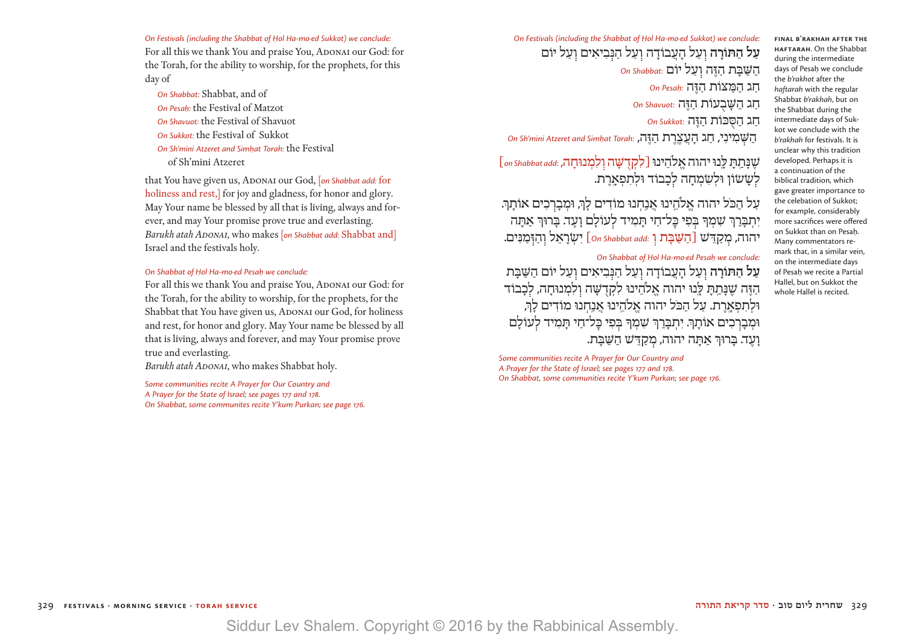*On Festivals (including the Shabbat of Ḥol Ha-mo·ed Sukkot) we conclude:*

For all this we thank You and praise You, Adonai our God: for the Torah, for the ability to worship, for the prophets, for this day of

*On Shabbat:* Shabbat, and of
*On Pesaḥ:* the Festival of Matzot
*On Shavuot:* the Festival of Shavuot
*On Sukkot:* the Festival of Sukkot
*On Sh'mini Atzeret and Simḥat Torah:* the Festival of Sh'mini Atzeret

that You have given us, Adonai our God, [*on Shabbat add:* for holiness and rest,] for joy and gladness, for honor and glory. May Your name be blessed by all that is living, always and forever, and may Your promise prove true and everlasting. *Barukh atah Adonai*, who makes [*on Shabbat add:* Shabbat and] Israel and the festivals holy.

*On Shabbat of Ḥol Ha-mo·ed Pesaḥ we conclude:*

For all this we thank You and praise You, Adonai our God: for the Torah, for the ability to worship, for the prophets, for the Shabbat that You have given us, Adonai our God, for holiness and rest, for honor and glory. May Your name be blessed by all that is living, always and forever, and may Your promise prove true and everlasting.
*Barukh atah Adonai*, who makes Shabbat holy.

*Some communities recite A Prayer for Our Country and A Prayer for the State of Israel; see pages 177 and 178.*
*On Shabbat, some communites recite Y'kum Purkan; see page 176.*

*On Festivals (including the Shabbat of Ḥol Ha-mo·ed Sukkot) we conclude:*

**עַל הַתּוֹרָה** וְעַל הָעֲבוֹדָה וְעַל הַנְּבִיאִים וְעַל יוֹם

*On Shabbat:* הַשַּׁבָּת הַזֶּה וְעַל יוֹם
*On Pesaḥ:* חַג הַמַּצּוֹת הַזֶּה
*On Shavuot:* חַג הַשָּׁבֻעוֹת הַזֶּה
*On Sukkot:* חַג הַסֻּכּוֹת הַזֶּה
*On Sh'mini Atzeret and Simḥat Torah:* הַשְּׁמִינִי, חַג הָעֲצֶרֶת הַזֶּה,

שֶׁנָּתַתָּ לָּנוּ יהוה אֱלֹהֵינוּ [*on Shabbat add:* לִקְדֻשָּׁה וְלִמְנוּחָה,] לְשָׂשׂוֹן וּלְשִׂמְחָה לְכָבוֹד וּלְתִפְאָרֶת.

עַל הַכֹּל יהוה אֱלֹהֵינוּ אֲנַחְנוּ מוֹדִים לָךְ, וּמְבָרְכִים אוֹתָךְ. יִתְבָּרַךְ שִׁמְךָ בְּפִי כָּל־חַי תָּמִיד לְעוֹלָם וָעֶד. בָּרוּךְ אַתָּה יהוה, מְקַדֵּשׁ [*on Shabbat add:* הַשַּׁבָּת וְ] יִשְׂרָאֵל וְהַזְּמַנִּים.

*On Shabbat of Ḥol Ha-mo·ed Pesaḥ we conclude:*

**עַל הַתּוֹרָה** וְעַל הָעֲבוֹדָה וְעַל הַנְּבִיאִים וְעַל יוֹם הַשַּׁבָּת הַזֶּה שֶׁנָּתַתָּ לָּנוּ יהוה אֱלֹהֵינוּ לִקְדֻשָּׁה וְלִמְנוּחָה, לְכָבוֹד וּלְתִפְאָרֶת. עַל הַכֹּל יהוה אֱלֹהֵינוּ אֲנַחְנוּ מוֹדִים לָךְ, וּמְבָרְכִים אוֹתָךְ. יִתְבָּרַךְ שִׁמְךָ בְּפִי כָּל־חַי תָּמִיד לְעוֹלָם וָעֶד. בָּרוּךְ אַתָּה יהוה, מְקַדֵּשׁ הַשַּׁבָּת.

*Some communities recite A Prayer for Our Country and A Prayer for the State of Israel; see pages 177 and 178.*
*On Shabbat, some communities recite Y'kum Purkan; see page 176.*

**Final B'rakhah after the Haftarah.** On the Shabbat during the intermediate days of Pesaḥ we conclude the *b'rakhot* after the *haftarah* with the regular Shabbat *b'rakhah*, but on the Shabbat during the intermediate days of Sukkot we conclude with the *b'rakhah* for festivals. It is unclear why this tradition developed. Perhaps it is a continuation of the biblical tradition, which gave greater importance to the celebration of Sukkot; for example, considerably more sacrifices were offered on Sukkot than on Pesaḥ. Many commentators remark that, in a similar vein, on the intermediate days of Pesaḥ we recite a Partial Hallel, but on Sukkot the whole Hallel is recited.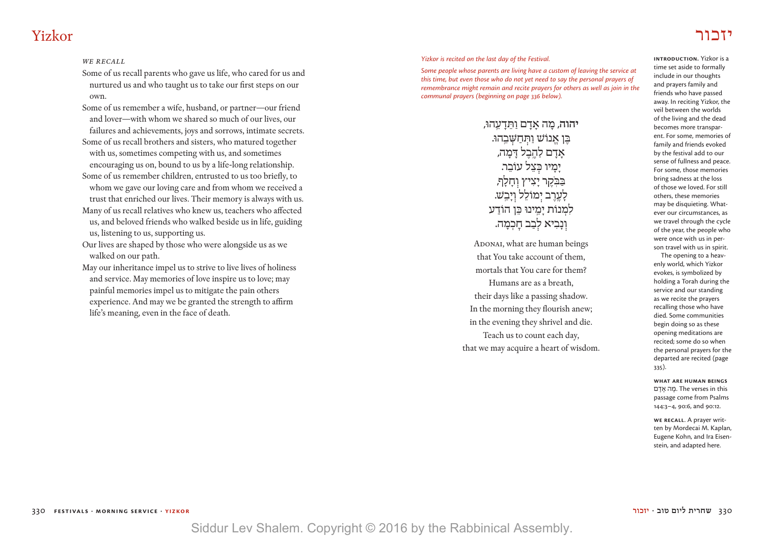# Yizkor

# יזכור

*WE RECALL*

Some of us recall parents who gave us life, who cared for us and nurtured us and who taught us to take our first steps on our own.

Some of us remember a wife, husband, or partner—our friend and lover—with whom we shared so much of our lives, our failures and achievements, joys and sorrows, intimate secrets.

Some of us recall brothers and sisters, who matured together with us, sometimes competing with us, and sometimes encouraging us on, bound to us by a life-long relationship.

Some of us remember children, entrusted to us too briefly, to whom we gave our loving care and from whom we received a trust that enriched our lives. Their memory is always with us.

Many of us recall relatives who knew us, teachers who affected us, and beloved friends who walked beside us in life, guiding us, listening to us, supporting us.

Our lives are shaped by those who were alongside us as we walked on our path.

May our inheritance impel us to strive to live lives of holiness and service. May memories of love inspire us to love; may painful memories impel us to mitigate the pain others experience. And may we be granted the strength to affirm life's meaning, even in the face of death.

*Yizkor is recited on the last day of the Festival.*

*Some people whose parents are living have a custom of leaving the service at this time, but even those who do not yet need to say the personal prayers of remembrance might remain and recite prayers for others as well as join in the communal prayers (beginning on page 336 below).*

**יהוה**, מָה אָדָם וַתֵּדָעֵהוּ,
בֶּן אֱנוֹשׁ וַתְּחַשְּׁבֵהוּ.
אָדָם לַהֶבֶל דָּמָה,
יָמָיו כְּצֵל עוֹבֵר.
בַּבֹּקֶר יָצִיץ וְחָלָף,
לָעֶרֶב יְמוֹלֵל וְיָבֵשׁ.
לִמְנוֹת יָמֵינוּ כֵּן הוֹדַע
וְנָבִיא לְבַב חָכְמָה.

Adonai, what are human beings
that You take account of them,
mortals that You care for them?
Humans are as a breath,
their days like a passing shadow.
In the morning they flourish anew;
in the evening they shrivel and die.
Teach us to count each day,
that we may acquire a heart of wisdom.

**INTRODUCTION.** Yizkor is a time set aside to formally include in our thoughts and prayers family and friends who have passed away. In reciting Yizkor, the veil between the worlds of the living and the dead becomes more transparent. For some, memories of family and friends evoked by the festival add to our sense of fullness and peace. For some, those memories bring sadness at the loss of those we loved. For still others, these memories may be disquieting. Whatever our circumstances, as we travel through the cycle of the year, the people who were once with us in person travel with us in spirit.

The opening to a heavenly world, which Yizkor evokes, is symbolized by holding a Torah during the service and our standing as we recite the prayers recalling those who have died. Some communities begin doing so as these opening meditations are recited; some do so when the personal prayers for the departed are recited (page 335).

**WHAT ARE HUMAN BEINGS** מָה אָדָם. The verses in this passage come from Psalms 144:3–4, 90:6, and 90:12.

**WE RECALL.** A prayer written by Mordecai M. Kaplan, Eugene Kohn, and Ira Eisenstein, and adapted here.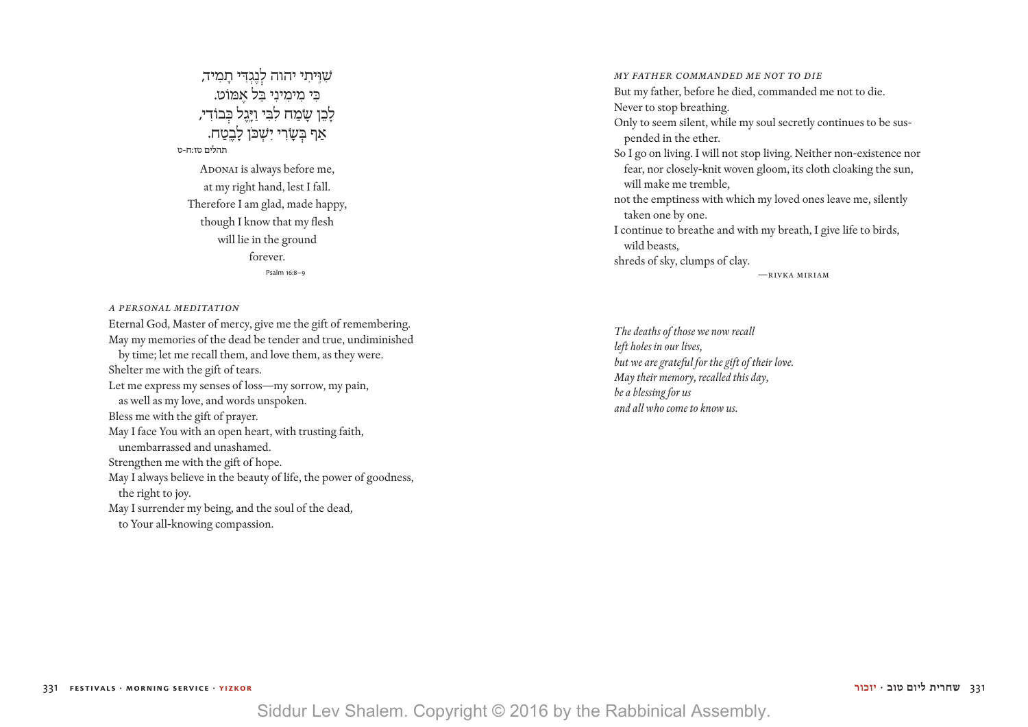שִׁוִּֽיתִי יהוה לְנֶגְדִּי תָמִיד,
כִּי מִימִינִי בַּל אֶמּוֹט.
לָכֵן שָׂמַח לִבִּי וַיָּֽגֶל כְּבוֹדִי,
אַף בְּשָׂרִי יִשְׁכֹּן לָבֶֽטַח.

תהלים טז:ח-ט

Adonai is always before me,
at my right hand, lest I fall.
Therefore I am glad, made happy,
though I know that my flesh
will lie in the ground
forever.

Psalm 16:8–9

*A PERSONAL MEDITATION*

Eternal God, Master of mercy, give me the gift of remembering.
May my memories of the dead be tender and true, undiminished by time; let me recall them, and love them, as they were.
Shelter me with the gift of tears.
Let me express my senses of loss—my sorrow, my pain, as well as my love, and words unspoken.
Bless me with the gift of prayer.
May I face You with an open heart, with trusting faith, unembarrassed and unashamed.
Strengthen me with the gift of hope.
May I always believe in the beauty of life, the power of goodness, the right to joy.
May I surrender my being, and the soul of the dead, to Your all-knowing compassion.

*MY FATHER COMMANDED ME NOT TO DIE*

But my father, before he died, commanded me not to die.
Never to stop breathing.
Only to seem silent, while my soul secretly continues to be suspended in the ether.
So I go on living. I will not stop living. Neither non-existence nor fear, nor closely-knit woven gloom, its cloth cloaking the sun, will make me tremble,
not the emptiness with which my loved ones leave me, silently taken one by one.
I continue to breathe and with my breath, I give life to birds, wild beasts,
shreds of sky, clumps of clay.

—Rivka Miriam

*The deaths of those we now recall*
*left holes in our lives,*
*but we are grateful for the gift of their love.*
*May their memory, recalled this day,*
*be a blessing for us*
*and all who come to know us.*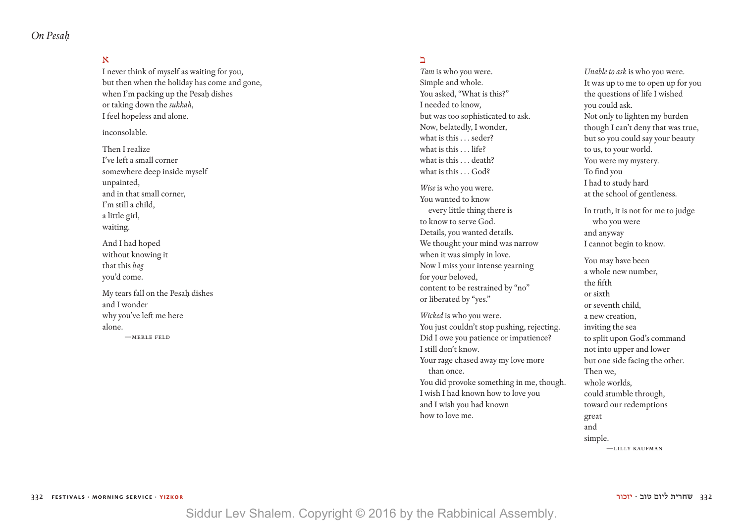*On Pesaḥ*

### א

I never think of myself as waiting for you,
but then when the holiday has come and gone,
when I'm packing up the Pesaḥ dishes
or taking down the *sukkah*,
I feel hopeless and alone.

inconsolable.

Then I realize
I've left a small corner
somewhere deep inside myself
unpainted,
and in that small corner,
I'm still a child,
a little girl,
waiting.

And I had hoped
without knowing it
that this *ḥag*
you'd come.

My tears fall on the Pesaḥ dishes
and I wonder
why you've left me here
alone.

—Merle Feld

### ב

*Tam* is who you were.
Simple and whole.
You asked, "What is this?"
I needed to know,
but was too sophisticated to ask.
Now, belatedly, I wonder,
what is this . . . seder?
what is this . . . life?
what is this . . . death?
what is this . . . God?

*Wise* is who you were.
You wanted to know
every little thing there is
to know to serve God.
Details, you wanted details.
We thought your mind was narrow
when it was simply in love.
Now I miss your intense yearning
for your beloved,
content to be restrained by "no"
or liberated by "yes."

*Wicked* is who you were.
You just couldn't stop pushing, rejecting.
Did I owe you patience or impatience?
I still don't know.
Your rage chased away my love more
than once.
You did provoke something in me, though.
I wish I had known how to love you
and I wish you had known
how to love me.

*Unable to ask* is who you were.
It was up to me to open up for you
the questions of life I wished
you could ask.
Not only to lighten my burden
though I can't deny that was true,
but so you could say your beauty
to us, to your world.
You were my mystery.
To find you
I had to study hard
at the school of gentleness.

In truth, it is not for me to judge
who you were
and anyway
I cannot begin to know.

You may have been
a whole new number,
the fifth
or sixth
or seventh child,
a new creation,
inviting the sea
to split upon God's command
not into upper and lower
but one side facing the other.
Then we,
whole worlds,
could stumble through,
toward our redemptions
great
and
simple.

—Lilly Kaufman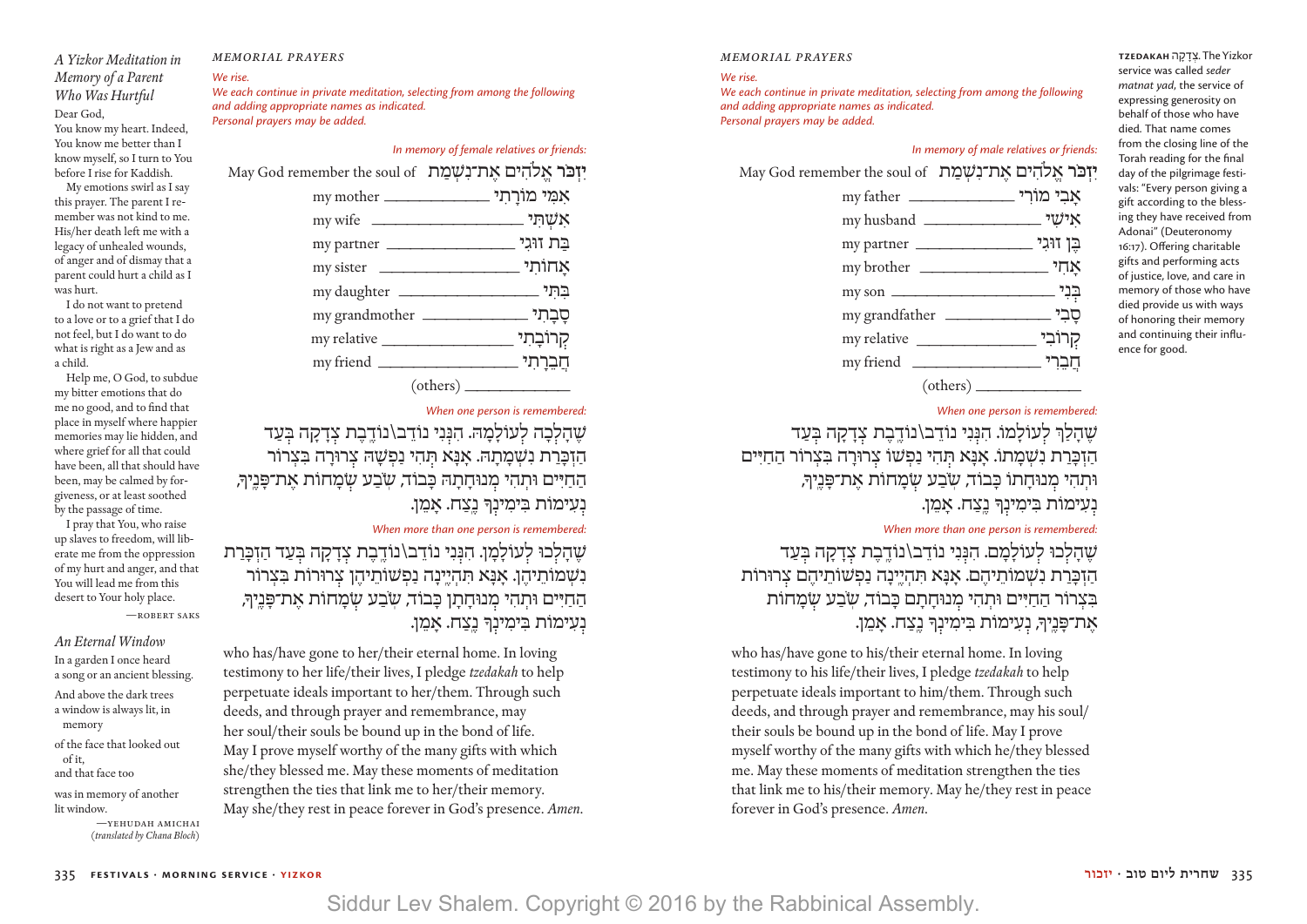## A Yizkor Meditation in Memory of a Parent Who Was Hurtful

Dear God,
You know my heart. Indeed, You know me better than I know myself, so I turn to You before I rise for Kaddish.

My emotions swirl as I say this prayer. The parent I remember was not kind to me. His/her death left me with a legacy of unhealed wounds, of anger and of dismay that a parent could hurt a child as I was hurt.

I do not want to pretend to a love or to a grief that I do not feel, but I do want to do what is right as a Jew and as a child.

Help me, O God, to subdue my bitter emotions that do me no good, and to find that place in myself where happier memories may lie hidden, and where grief for all that could have been, all that should have been, may be calmed by forgiveness, or at least soothed by the passage of time.

I pray that You, who raise up slaves to freedom, will liberate me from the oppression of my hurt and anger, and that You will lead me from this desert to Your holy place.

—Robert Saks

## An Eternal Window

In a garden I once heard
a song or an ancient blessing.

And above the dark trees
a window is always lit, in
memory

of the face that looked out
of it,
and that face too

was in memory of another
lit window.

—Yehudah Amichai
(*translated by Chana Bloch*)

## MEMORIAL PRAYERS

*We rise.*

*We each continue in private meditation, selecting from among the following and adding appropriate names as indicated.*

*Personal prayers may be added.*

*In memory of female relatives or friends:*

May God remember the soul of — יִזְכֹּר אֱלֹהִים אֶת־נִשְׁמַת

my mother ________ אִמִּי מוֹרָתִי

my wife ________ אִשְׁתִּי

my partner ________ בַּת זוּגִי

my sister ________ אֲחוֹתִי

my daughter ________ בִּתִּי

my grandmother ________ סָבָתִי

my relative ________ קְרוֹבָתִי

my friend ________ חֲבֵרָתִי

(others) ________

*When one person is remembered:*

שֶׁהָלְכָה לְעוֹלָמָהּ. הִנְנִי נוֹדֵב\נוֹדֶבֶת צְדָקָה בְּעַד הַזְכָּרַת נִשְׁמָתָהּ. אָנָּא תְּהִי נַפְשָׁהּ צְרוּרָה בִּצְרוֹר הַחַיִּים וּתְהִי מְנוּחָתָהּ כָּבוֹד, שֹׂבַע שְׂמָחוֹת אֶת־פָּנֶיךָ, נְעִימוֹת בִּימִינְךָ נֶצַח. אָמֵן.

*When more than one person is remembered:*

שֶׁהָלְכוּ לְעוֹלָמָן. הִנְנִי נוֹדֵב\נוֹדֶבֶת צְדָקָה בְּעַד הַזְכָּרַת נִשְׁמוֹתֵיהֶן. אָנָּא תִּהְיֶינָה נַפְשׁוֹתֵיהֶן צְרוּרוֹת בִּצְרוֹר הַחַיִּים וּתְהִי מְנוּחָתָן כָּבוֹד, שֹׂבַע שְׂמָחוֹת אֶת־פָּנֶיךָ, נְעִימוֹת בִּימִינְךָ נֶצַח. אָמֵן.

who has/have gone to her/their eternal home. In loving testimony to her life/their lives, I pledge *tzedakah* to help perpetuate ideals important to her/them. Through such deeds, and through prayer and remembrance, may her soul/their souls be bound up in the bond of life. May I prove myself worthy of the many gifts with which she/they blessed me. May these moments of meditation strengthen the ties that link me to her/their memory. May she/they rest in peace forever in God's presence. *Amen.*

## MEMORIAL PRAYERS

*We rise.*

*We each continue in private meditation, selecting from among the following and adding appropriate names as indicated.*

*Personal prayers may be added.*

*In memory of male relatives or friends:*

May God remember the soul of — יִזְכֹּר אֱלֹהִים אֶת־נִשְׁמַת

my father ________ אָבִי מוֹרִי

my husband ________ אִישִׁי

my partner ________ בֶּן זוּגִי

my brother ________ אָחִי

my son ________ בְּנִי

my grandfather ________ סָבִי

my relative ________ קְרוֹבִי

my friend ________ חֲבֵרִי

(others) ________

*When one person is remembered:*

שֶׁהָלַךְ לְעוֹלָמוֹ. הִנְנִי נוֹדֵב\נוֹדֶבֶת צְדָקָה בְּעַד הַזְכָּרַת נִשְׁמָתוֹ. אָנָּא תְּהִי נַפְשׁוֹ צְרוּרָה בִּצְרוֹר הַחַיִּים וּתְהִי מְנוּחָתוֹ כָּבוֹד, שֹׂבַע שְׂמָחוֹת אֶת־פָּנֶיךָ, נְעִימוֹת בִּימִינְךָ נֶצַח. אָמֵן.

*When more than one person is remembered:*

שֶׁהָלְכוּ לְעוֹלָמָם. הִנְנִי נוֹדֵב\נוֹדֶבֶת צְדָקָה בְּעַד הַזְכָּרַת נִשְׁמוֹתֵיהֶם. אָנָּא תִּהְיֶינָה נַפְשׁוֹתֵיהֶם צְרוּרוֹת בִּצְרוֹר הַחַיִּים וּתְהִי מְנוּחָתָם כָּבוֹד, שֹׂבַע שְׂמָחוֹת אֶת־פָּנֶיךָ, נְעִימוֹת בִּימִינְךָ נֶצַח. אָמֵן.

who has/have gone to his/their eternal home. In loving testimony to his life/their lives, I pledge *tzedakah* to help perpetuate ideals important to him/them. Through such deeds, and through prayer and remembrance, may his soul/their souls be bound up in the bond of life. May I prove myself worthy of the many gifts with which he/they blessed me. May these moments of meditation strengthen the ties that link me to his/their memory. May he/they rest in peace forever in God's presence. *Amen.*

**TZEDAKAH** צְדָקָה. The Yizkor service was called *seder matnat yad*, the service of expressing generosity on behalf of those who have died. That name comes from the closing line of the Torah reading for the final day of the pilgrimage festivals: "Every person giving a gift according to the blessing they have received from Adonai" (Deuteronomy 16:17). Offering charitable gifts and performing acts of justice, love, and care in memory of those who have died provide us with ways of honoring their memory and continuing their influence for good.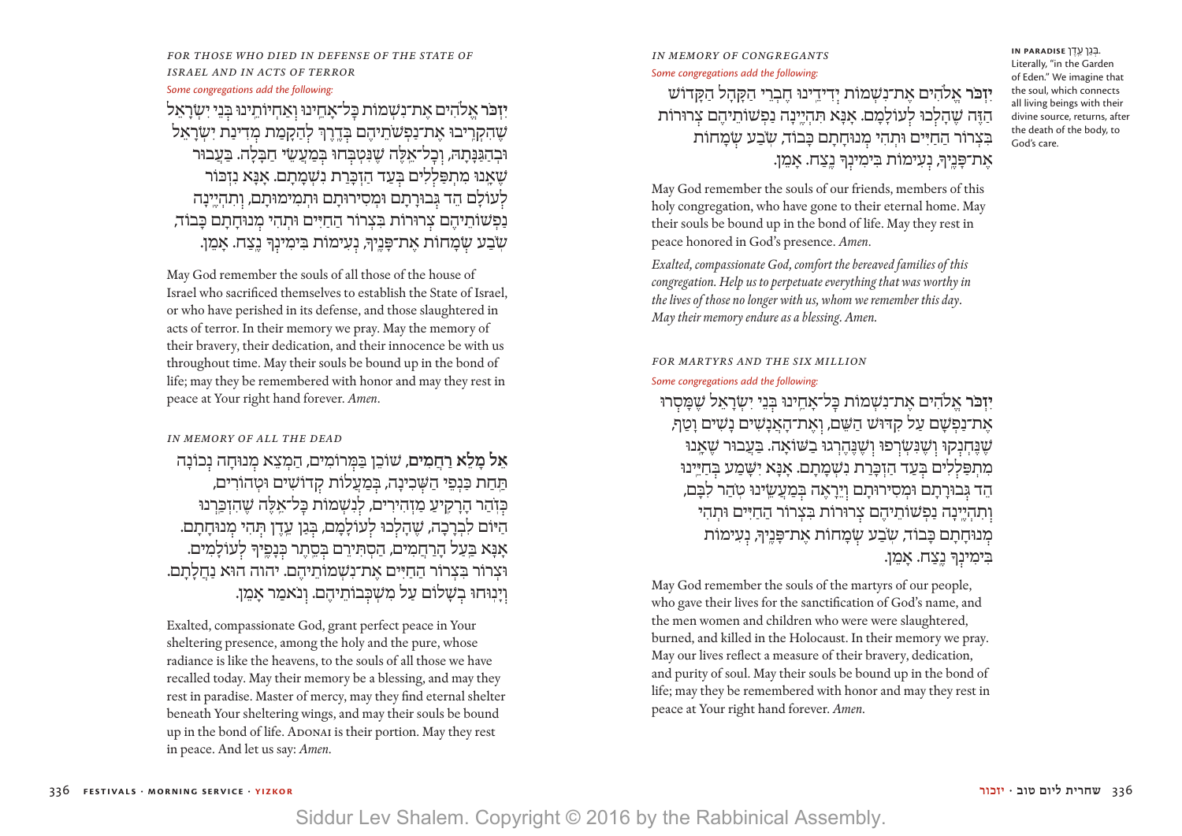*FOR THOSE WHO DIED IN DEFENSE OF THE STATE OF ISRAEL AND IN ACTS OF TERROR*

*Some congregations add the following:*

**יִזְכֹּר** אֱלֹהִים אֶת־נִשְׁמוֹת כָּל־אַחֵינוּ וְאַחְיוֹתֵינוּ בְּנֵי יִשְׂרָאֵל שֶׁהִקְרִיבוּ אֶת־נַפְשׁוֹתֵיהֶם בְּדֶרֶךְ לַהֲקָמַת מְדִינַת יִשְׂרָאֵל וּבְהַגַּנָּתָהּ, וְכָל־אֵלֶּה שֶׁנִּטְבְּחוּ בְּמַעֲשֵׂי חַבָּלָה. בַּעֲבוּר שֶׁאָנוּ מִתְפַּלְּלִים בְּעַד הַזְכָּרַת נִשְׁמָתָם. אָנָּא נִזְכּוֹר לְעוֹלָם הֵד גְּבוּרָתָם וּמְסִירוּתָם וּתְמִימוּתָם, וְתִהְיֶינָה נַפְשׁוֹתֵיהֶם צְרוּרוֹת בִּצְרוֹר הַחַיִּים וּתְהִי מְנוּחָתָם כָּבוֹד, שֹׂבַע שְׂמָחוֹת אֶת־פָּנֶיךָ, נְעִימוֹת בִּימִינְךָ נֶצַח. אָמֵן.

May God remember the souls of all those of the house of Israel who sacrificed themselves to establish the State of Israel, or who have perished in its defense, and those slaughtered in acts of terror. In their memory we pray. May the memory of their bravery, their dedication, and their innocence be with us throughout time. May their souls be bound up in the bond of life; may they be remembered with honor and may they rest in peace at Your right hand forever. *Amen.*

*IN MEMORY OF ALL THE DEAD*

**אֵל מָלֵא רַחֲמִים**, שׁוֹכֵן בַּמְּרוֹמִים, הַמְצֵא מְנוּחָה נְכוֹנָה תַּחַת כַּנְפֵי הַשְּׁכִינָה, בְּמַעֲלוֹת קְדוֹשִׁים וּטְהוֹרִים, כְּזֹהַר הָרָקִיעַ מַזְהִירִים, לְנִשְׁמוֹת כָּל־אֵלֶּה שֶׁהִזְכַּרְנוּ הַיּוֹם לִבְרָכָה, שֶׁהָלְכוּ לְעוֹלָמָם, בְּגַן עֵדֶן תְּהִי מְנוּחָתָם. אָנָּא בַּעַל הָרַחֲמִים, הַסְתִּירֵם בְּסֵתֶר כְּנָפֶיךָ לְעוֹלָמִים. וּצְרוֹר בִּצְרוֹר הַחַיִּים אֶת־נִשְׁמוֹתֵיהֶם. יהוה הוּא נַחֲלָתָם. וְיָנוּחוּ בְשָׁלוֹם עַל מִשְׁכְּבוֹתֵיהֶם. וְנֹאמַר אָמֵן.

Exalted, compassionate God, grant perfect peace in Your sheltering presence, among the holy and the pure, whose radiance is like the heavens, to the souls of all those we have recalled today. May their memory be a blessing, and may they rest in paradise. Master of mercy, may they find eternal shelter beneath Your sheltering wings, and may their souls be bound up in the bond of life. Adonai is their portion. May they rest in peace. And let us say: *Amen.*

*IN MEMORY OF CONGREGANTS*

*Some congregations add the following:*

**יִזְכֹּר** אֱלֹהִים אֶת־נִשְׁמוֹת יְדִידֵינוּ חֶבְרֵי הַקָּהָל הַקָּדוֹשׁ הַזֶּה שֶׁהָלְכוּ לְעוֹלָמָם. אָנָּא תִּהְיֶינָה נַפְשׁוֹתֵיהֶם צְרוּרוֹת בִּצְרוֹר הַחַיִּים וּתְהִי מְנוּחָתָם כָּבוֹד, שֹׂבַע שְׂמָחוֹת אֶת־פָּנֶיךָ, נְעִימוֹת בִּימִינְךָ נֶצַח. אָמֵן.

May God remember the souls of our friends, members of this holy congregation, who have gone to their eternal home. May their souls be bound up in the bond of life. May they rest in peace honored in God's presence. *Amen.*

*Exalted, compassionate God, comfort the bereaved families of this congregation. Help us to perpetuate everything that was worthy in the lives of those no longer with us, whom we remember this day. May their memory endure as a blessing. Amen.*

*FOR MARTYRS AND THE SIX MILLION*

*Some congregations add the following:*

**יִזְכֹּר** אֱלֹהִים אֶת־נִשְׁמוֹת כָּל־אַחֵינוּ בְּנֵי יִשְׂרָאֵל שֶׁמָּסְרוּ אֶת־נַפְשָׁם עַל קִדּוּשׁ הַשֵּׁם, וְאֶת־הָאֲנָשִׁים נָשִׁים וָטַף, שֶׁנֶּחְנְקוּ וְשֶׁנִּשְׂרְפוּ וְשֶׁנֶּהֶרְגוּ בַשּׁוֹאָה. בַּעֲבוּר שֶׁאָנוּ מִתְפַּלְּלִים בְּעַד הַזְכָּרַת נִשְׁמָתָם. אָנָּא יִשָּׁמַע בְּחַיֵּינוּ הֵד גְּבוּרָתָם וּמְסִירוּתָם וְיֵרָאֶה בְּמַעֲשֵׂינוּ טֹהַר לִבָּם, וְתִהְיֶינָה נַפְשׁוֹתֵיהֶם צְרוּרוֹת בִּצְרוֹר הַחַיִּים וּתְהִי מְנוּחָתָם כָּבוֹד, שֹׂבַע שְׂמָחוֹת אֶת־פָּנֶיךָ, נְעִימוֹת בִּימִינְךָ נֶצַח. אָמֵן.

May God remember the souls of the martyrs of our people, who gave their lives for the sanctification of God's name, and the men women and children who were were slaughtered, burned, and killed in the Holocaust. In their memory we pray. May our lives reflect a measure of their bravery, dedication, and purity of soul. May their souls be bound up in the bond of life; may they be remembered with honor and may they rest in peace at Your right hand forever. *Amen.*

**IN PARADISE** בְּגַן עֵדֶן. Literally, "in the Garden of Eden." We imagine that the soul, which connects all living beings with their divine source, returns, after the death of the body, to God's care.

Siddur Lev Shalem. Copyright © 2016 by the Rabbinical Assembly.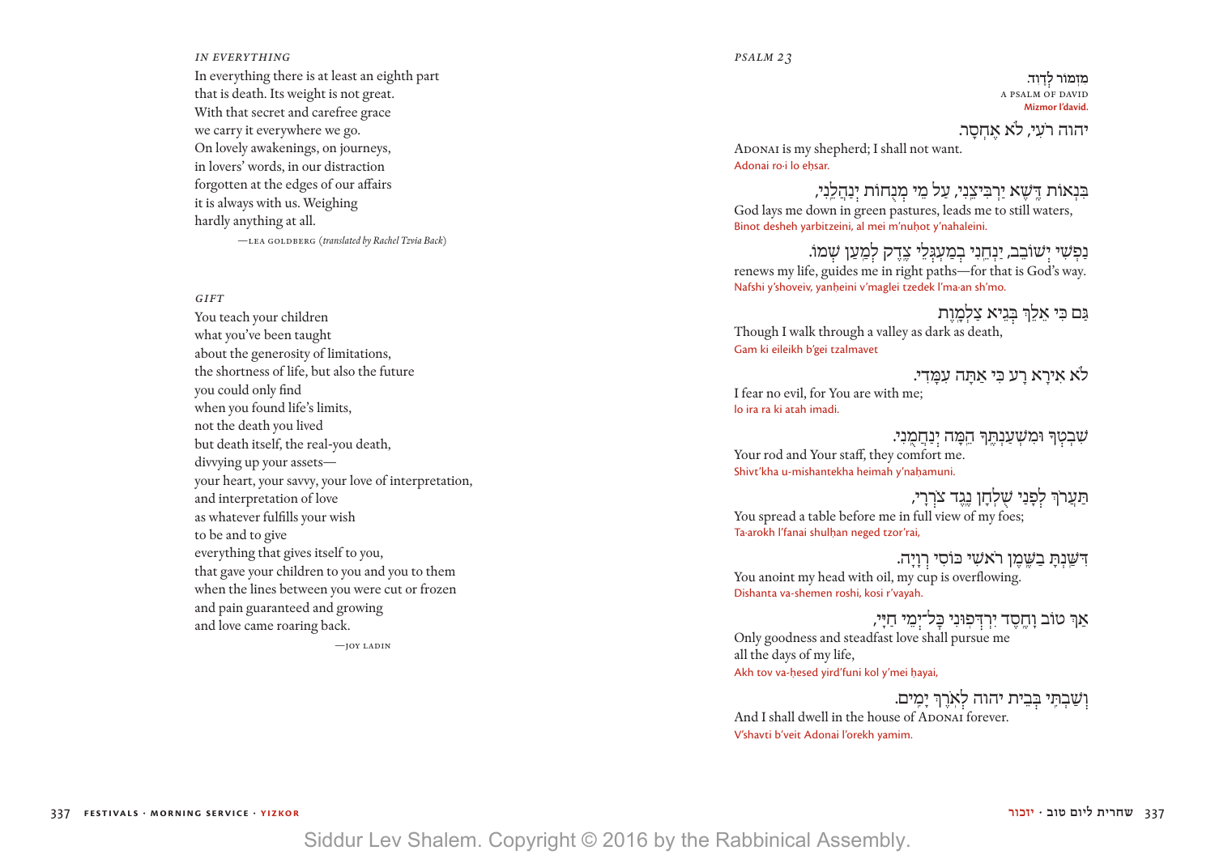*IN EVERYTHING*

In everything there is at least an eighth part
that is death. Its weight is not great.
With that secret and carefree grace
we carry it everywhere we go.
On lovely awakenings, on journeys,
in lovers' words, in our distraction
forgotten at the edges of our affairs
it is always with us. Weighing
hardly anything at all.

—LEA GOLDBERG (*translated by Rachel Tzvia Back*)

*GIFT*

You teach your children
what you've been taught
about the generosity of limitations,
the shortness of life, but also the future
you could only find
when you found life's limits,
not the death you lived
but death itself, the real-you death,
divvying up your assets—
your heart, your savvy, your love of interpretation,
and interpretation of love
as whatever fulfills your wish
to be and to give
everything that gives itself to you,
that gave your children to you and you to them
when the lines between you were cut or frozen
and pain guaranteed and growing
and love came roaring back.

—JOY LADIN

*PSALM 23*

מִזְמוֹר לְדָוִד.
A PSALM OF DAVID
Mizmor l'david.

יהוה רֹעִי, לֹא אֶחְסָר.
Adonai is my shepherd; I shall not want.
Adonai ro·i lo eḥsar.

בִּנְאוֹת דֶּשֶׁא יַרְבִּיצֵנִי, עַל מֵי מְנֻחוֹת יְנַהֲלֵנִי,
God lays me down in green pastures, leads me to still waters,
Binot desheh yarbitzeini, al mei m'nuḥot y'nahaleini.

נַפְשִׁי יְשׁוֹבֵב, יַנְחֵנִי בְמַעְגְּלֵי צֶדֶק לְמַעַן שְׁמוֹ.
renews my life, guides me in right paths—for that is God's way.
Nafshi y'shoveiv, yanḥeini v'maglei tzedek l'ma·an sh'mo.

גַּם כִּי אֵלֵךְ בְּגֵיא צַלְמָוֶת
Though I walk through a valley as dark as death,
Gam ki eileikh b'gei tzalmavet

לֹא אִירָא רָע כִּי אַתָּה עִמָּדִי.
I fear no evil, for You are with me;
lo ira ra ki atah imadi.

שִׁבְטְךָ וּמִשְׁעַנְתֶּךָ הֵמָּה יְנַחֲמֻנִי.
Your rod and Your staff, they comfort me.
Shivt'kha u-mishantekha heimah y'naḥamuni.

תַּעֲרֹךְ לְפָנַי שֻׁלְחָן נֶגֶד צֹרְרָי,
You spread a table before me in full view of my foes;
Ta·arokh l'fanai shulḥan neged tzor'rai,

דִּשַּׁנְתָּ בַשֶּׁמֶן רֹאשִׁי כּוֹסִי רְוָיָה.
You anoint my head with oil, my cup is overflowing.
Dishanta va-shemen roshi, kosi r'vayah.

אַךְ טוֹב וָחֶסֶד יִרְדְּפוּנִי כָּל־יְמֵי חַיָּי,
Only goodness and steadfast love shall pursue me
all the days of my life,
Akh tov va-ḥesed yird'funi kol y'mei ḥayai,

וְשַׁבְתִּי בְּבֵית יהוה לְאֹרֶךְ יָמִים.
And I shall dwell in the house of Adonai forever.
V'shavti b'veit Adonai l'orekh yamim.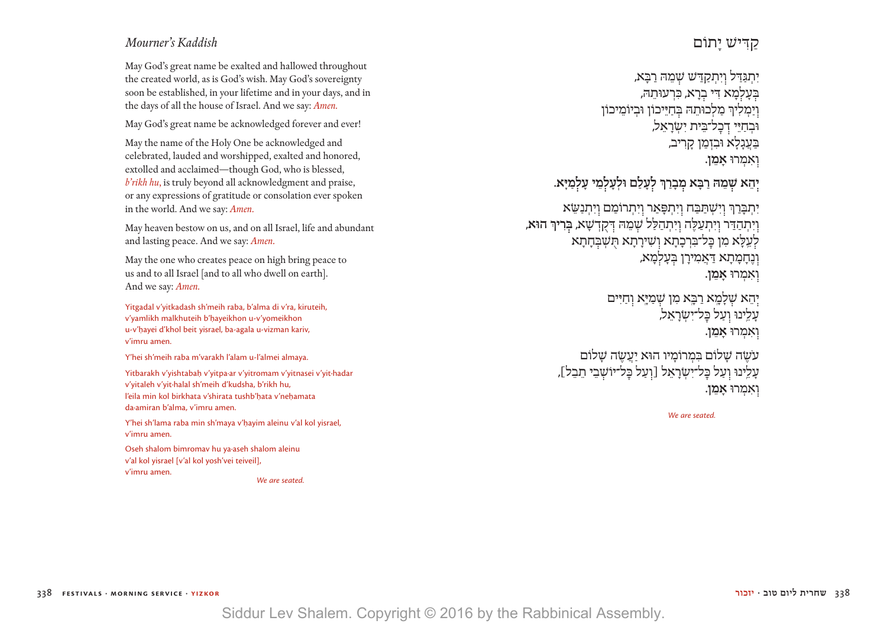## Mourner's Kaddish

May God's great name be exalted and hallowed throughout the created world, as is God's wish. May God's sovereignty soon be established, in your lifetime and in your days, and in the days of all the house of Israel. And we say: *Amen.*

May God's great name be acknowledged forever and ever!

May the name of the Holy One be acknowledged and celebrated, lauded and worshipped, exalted and honored, extolled and acclaimed—though God, who is blessed, *b'rikh hu*, is truly beyond all acknowledgment and praise, or any expressions of gratitude or consolation ever spoken in the world. And we say: *Amen.*

May heaven bestow on us, and on all Israel, life and abundant and lasting peace. And we say: *Amen.*

May the one who creates peace on high bring peace to us and to all Israel [and to all who dwell on earth]. And we say: *Amen.*

Yitgadal v'yitkadash sh'meih raba, b'alma di v'ra, kiruteih,
v'yamlikh malkhuteih b'ḥayeikhon u-v'yomeikhon
u-v'ḥayei d'khol beit yisrael, ba-agala u-vizman kariv,
v'imru amen.

Y'hei sh'meih raba m'varakh l'alam u-l'almei almaya.

Yitbarakh v'yishtabaḥ v'yitpa·ar v'yitromam v'yitnasei v'yit·hadar
v'yitaleh v'yit·halal sh'meih d'kudsha, b'rikh hu,
l'eila min kol birkhata v'shirata tushb'ḥata v'neḥamata
da·amiran b'alma, v'imru amen.

Y'hei sh'lama raba min sh'maya v'ḥayim aleinu v'al kol yisrael,
v'imru amen.

Oseh shalom bimromav hu ya·aseh shalom aleinu
v'al kol yisrael [v'al kol yosh'vei teiveil],
v'imru amen.

*We are seated.*

## קַדִּישׁ יָתוֹם

יִתְגַּדַּל וְיִתְקַדַּשׁ שְׁמֵהּ רַבָּא,
בְּעָלְמָא דִּי בְרָא, כִּרְעוּתֵהּ,
וְיַמְלִיךְ מַלְכוּתֵהּ בְּחַיֵּיכוֹן וּבְיוֹמֵיכוֹן
וּבְחַיֵּי דְכָל־בֵּית יִשְׂרָאֵל,
בַּעֲגָלָא וּבִזְמַן קָרִיב,
וְאִמְרוּ **אָמֵן.**

**יְהֵא שְׁמֵהּ רַבָּא מְבָרַךְ לְעָלַם וּלְעָלְמֵי עָלְמַיָּא.**

יִתְבָּרַךְ וְיִשְׁתַּבַּח וְיִתְפָּאַר וְיִתְרוֹמַם וְיִתְנַשֵּׂא
וְיִתְהַדַּר וְיִתְעַלֶּה וְיִתְהַלַּל שְׁמֵהּ דְּקֻדְשָׁא, **בְּרִיךְ הוּא,**
לְעֵלָּא מִן כָּל־בִּרְכָתָא וְשִׁירָתָא תֻּשְׁבְּחָתָא
וְנֶחָמָתָא דַּאֲמִירָן בְּעָלְמָא,
וְאִמְרוּ **אָמֵן.**

יְהֵא שְׁלָמָא רַבָּא מִן שְׁמַיָּא וְחַיִּים
עָלֵינוּ וְעַל כָּל־יִשְׂרָאֵל,
וְאִמְרוּ **אָמֵן.**

עֹשֶׂה שָׁלוֹם בִּמְרוֹמָיו הוּא יַעֲשֶׂה שָׁלוֹם
עָלֵינוּ וְעַל כָּל־יִשְׂרָאֵל [וְעַל כָּל־יוֹשְׁבֵי תֵבֵל],
וְאִמְרוּ **אָמֵן.**

*We are seated.*

Siddur Lev Shalem. Copyright © 2016 by the Rabbinical Assembly.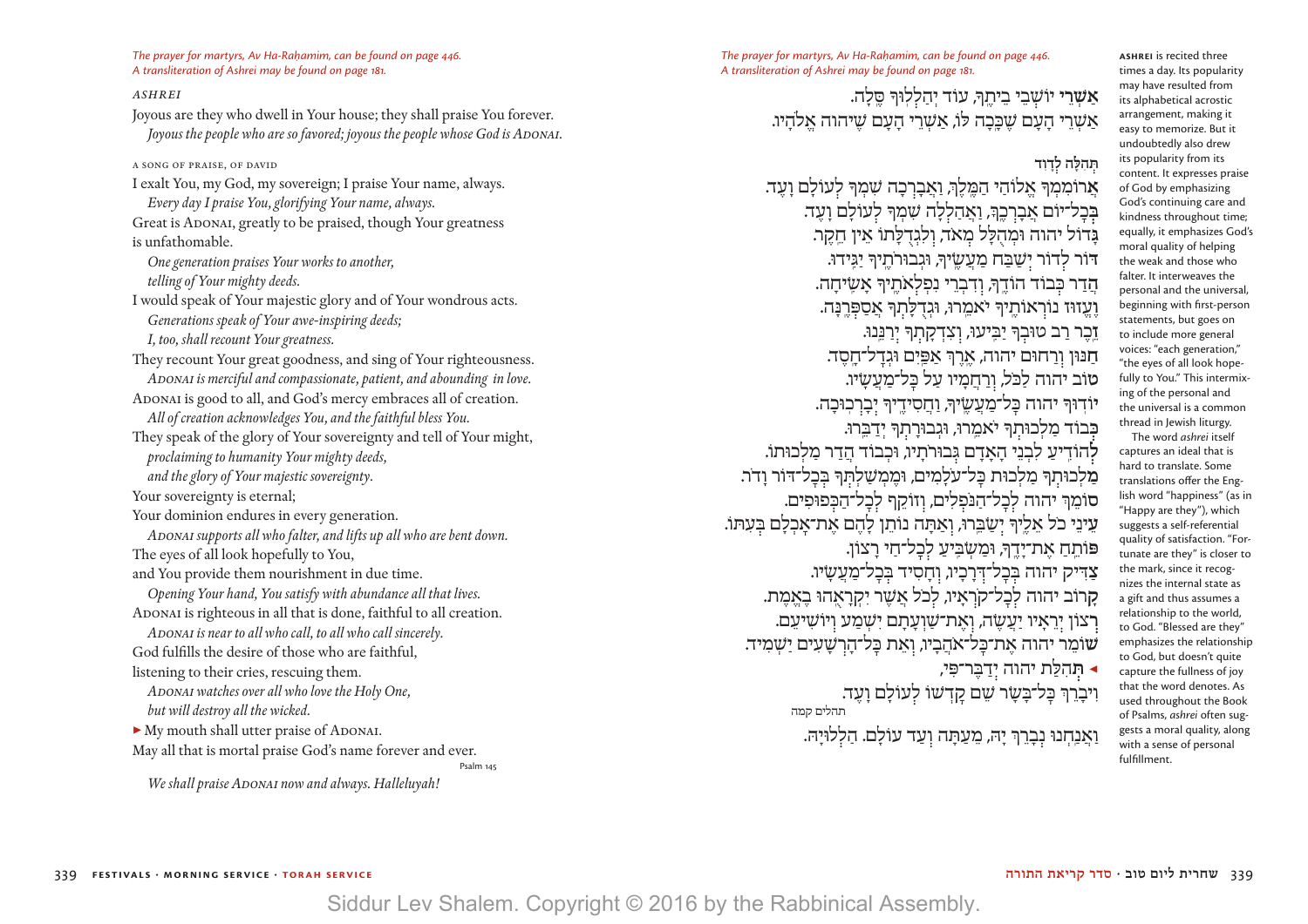*The prayer for martyrs, Av Ha-Raḥamim, can be found on page 446.*
*A transliteration of Ashrei may be found on page 181.*

### ASHREI

Joyous are they who dwell in Your house; they shall praise You forever.
*Joyous the people who are so favored; joyous the people whose God is Adonai.*

A SONG OF PRAISE, OF DAVID

I exalt You, my God, my sovereign; I praise Your name, always.
*Every day I praise You, glorifying Your name, always.*
Great is Adonai, greatly to be praised, though Your greatness is unfathomable.
*One generation praises Your works to another,*
*telling of Your mighty deeds.*
I would speak of Your majestic glory and of Your wondrous acts.
*Generations speak of Your awe-inspiring deeds;*
*I, too, shall recount Your greatness.*
They recount Your great goodness, and sing of Your righteousness.
*Adonai is merciful and compassionate, patient, and abounding in love.*
Adonai is good to all, and God's mercy embraces all of creation.
*All of creation acknowledges You, and the faithful bless You.*
They speak of the glory of Your sovereignty and tell of Your might,
*proclaiming to humanity Your mighty deeds,*
*and the glory of Your majestic sovereignty.*
Your sovereignty is eternal;
Your dominion endures in every generation.
*Adonai supports all who falter, and lifts up all who are bent down.*
The eyes of all look hopefully to You,
and You provide them nourishment in due time.
*Opening Your hand, You satisfy with abundance all that lives.*
Adonai is righteous in all that is done, faithful to all creation.
*Adonai is near to all who call, to all who call sincerely.*
God fulfills the desire of those who are faithful,
listening to their cries, rescuing them.
*Adonai watches over all who love the Holy One,*
*but will destroy all the wicked.*
▸ My mouth shall utter praise of Adonai.
May all that is mortal praise God's name forever and ever.
Psalm 145

*We shall praise Adonai now and always. Halleluyah!*

*The prayer for martyrs, Av Ha-Raḥamim, can be found on page 446.*
*A transliteration of Ashrei may be found on page 181.*

אַשְׁרֵי יוֹשְׁבֵי בֵיתֶךָ, עוֹד יְהַלְלוּךָ סֶּלָה.
אַשְׁרֵי הָעָם שֶׁכָּכָה לּוֹ, אַשְׁרֵי הָעָם שֶׁיהוה אֱלֹהָיו.

תְּהִלָּה לְדָוִד

אֲרוֹמִמְךָ אֱלוֹהַי הַמֶּלֶךְ, וַאֲבָרְכָה שִׁמְךָ לְעוֹלָם וָעֶד.
בְּכָל־יוֹם אֲבָרְכֶךָּ, וַאֲהַלְלָה שִׁמְךָ לְעוֹלָם וָעֶד.
גָּדוֹל יהוה וּמְהֻלָּל מְאֹד, וְלִגְדֻלָּתוֹ אֵין חֵקֶר.
דּוֹר לְדוֹר יְשַׁבַּח מַעֲשֶׂיךָ, וּגְבוּרֹתֶיךָ יַגִּידוּ.
הֲדַר כְּבוֹד הוֹדֶךָ, וְדִבְרֵי נִפְלְאֹתֶיךָ אָשִׂיחָה.
וֶעֱזוּז נוֹרְאוֹתֶיךָ יֹאמֵרוּ, וּגְדֻלָּתְךָ אֲסַפְּרֶנָּה.
זֵכֶר רַב טוּבְךָ יַבִּיעוּ, וְצִדְקָתְךָ יְרַנֵּנוּ.
חַנּוּן וְרַחוּם יהוה, אֶרֶךְ אַפַּיִם וּגְדָל־חָסֶד.
טוֹב יהוה לַכֹּל, וְרַחֲמָיו עַל כָּל־מַעֲשָׂיו.
יוֹדוּךָ יהוה כָּל־מַעֲשֶׂיךָ, וַחֲסִידֶיךָ יְבָרְכוּכָה.
כְּבוֹד מַלְכוּתְךָ יֹאמֵרוּ, וּגְבוּרָתְךָ יְדַבֵּרוּ.
לְהוֹדִיעַ לִבְנֵי הָאָדָם גְּבוּרֹתָיו, וּכְבוֹד הֲדַר מַלְכוּתוֹ.
מַלְכוּתְךָ מַלְכוּת כָּל־עֹלָמִים, וּמֶמְשַׁלְתְּךָ בְּכָל־דּוֹר וָדֹר.
סוֹמֵךְ יהוה לְכָל־הַנֹּפְלִים, וְזוֹקֵף לְכָל־הַכְּפוּפִים.
עֵינֵי כֹל אֵלֶיךָ יְשַׂבֵּרוּ, וְאַתָּה נוֹתֵן לָהֶם אֶת־אָכְלָם בְּעִתּוֹ.
פּוֹתֵחַ אֶת־יָדֶךָ, וּמַשְׂבִּיעַ לְכָל־חַי רָצוֹן.
צַדִּיק יהוה בְּכָל־דְּרָכָיו, וְחָסִיד בְּכָל־מַעֲשָׂיו.
קָרוֹב יהוה לְכָל־קֹרְאָיו, לְכֹל אֲשֶׁר יִקְרָאֻהוּ בֶאֱמֶת.
רְצוֹן יְרֵאָיו יַעֲשֶׂה, וְאֶת־שַׁוְעָתָם יִשְׁמַע וְיוֹשִׁיעֵם.
שׁוֹמֵר יהוה אֶת־כָּל־אֹהֲבָיו, וְאֵת כָּל־הָרְשָׁעִים יַשְׁמִיד.
◂ תְּהִלַּת יהוה יְדַבֶּר־פִּי,
וִיבָרֵךְ כָּל־בָּשָׂר שֵׁם קָדְשׁוֹ לְעוֹלָם וָעֶד.
תהלים קמה

וַאֲנַחְנוּ נְבָרֵךְ יָהּ, מֵעַתָּה וְעַד עוֹלָם. הַלְלוּיָהּ.

**ASHREI** is recited three times a day. Its popularity may have resulted from its alphabetical acrostic arrangement, making it easy to memorize. But it undoubtedly also drew its popularity from its content. It expresses praise of God by emphasizing God's continuing care and kindness throughout time; equally, it emphasizes God's moral quality of helping the weak and those who falter. It interweaves the personal and the universal, beginning with first-person statements, but goes on to include more general voices: "each generation," "the eyes of all look hopefully to You." This intermixing of the personal and the universal is a common thread in Jewish liturgy.

The word *ashrei* itself captures an ideal that is hard to translate. Some translations offer the English word "happiness" (as in "Happy are they"), which suggests a self-referential quality of satisfaction. "Fortunate are they" is closer to the mark, since it recognizes the internal state as a gift and thus assumes a relationship to the world, to God. "Blessed are they" emphasizes the relationship to God, but doesn't quite capture the fullness of joy that the word denotes. As used throughout the Book of Psalms, *ashrei* often suggests a moral quality, along with a sense of personal fulfillment.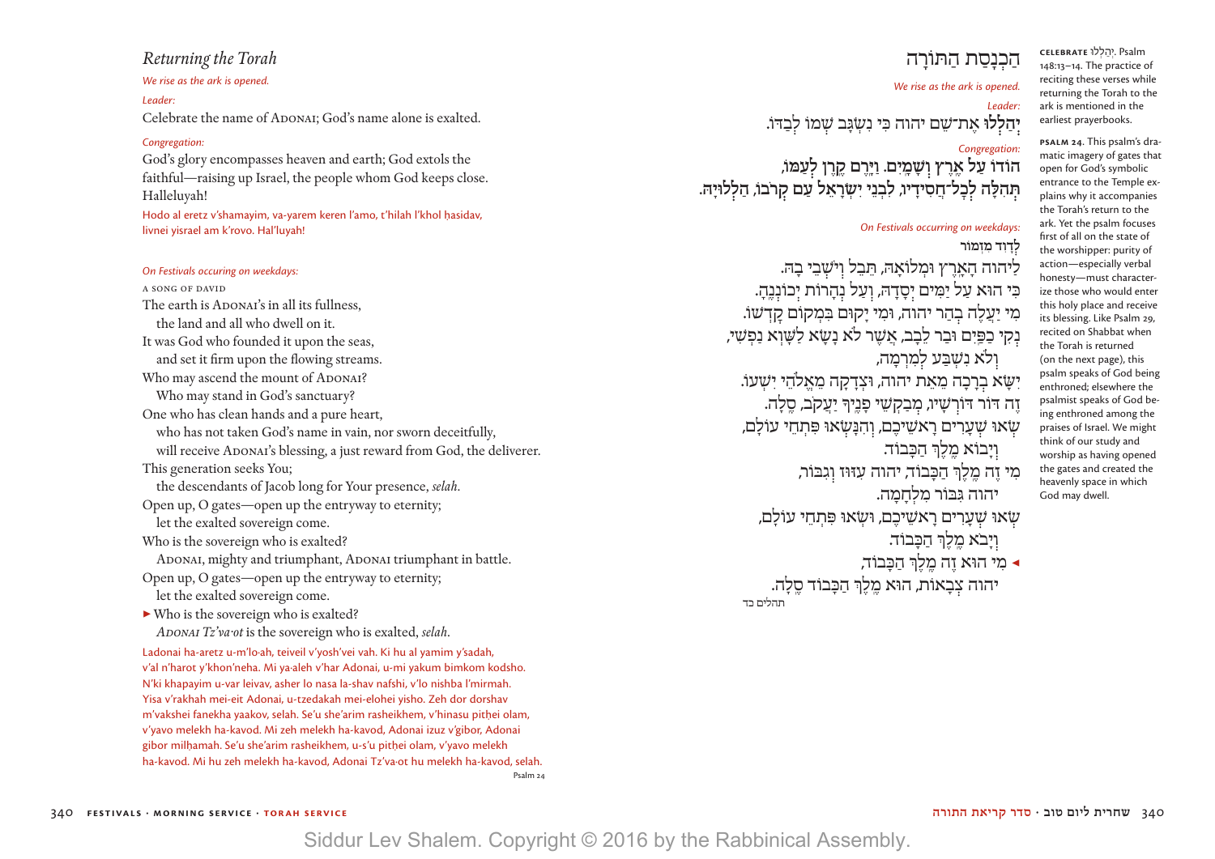## Returning the Torah

*We rise as the ark is opened.*

*Leader:*

Celebrate the name of Adonai; God's name alone is exalted.

*Congregation:*

God's glory encompasses heaven and earth; God extols the faithful—raising up Israel, the people whom God keeps close. Halleluyah!

Hodo al eretz v'shamayim, va-yarem keren l'amo, t'hilah l'khol ḥasidav, livnei yisrael am k'rovo. Hal'luyah!

*On Festivals occuring on weekdays:*

A Song of David

The earth is Adonai's in all its fullness,
  the land and all who dwell on it.
It was God who founded it upon the seas,
  and set it firm upon the flowing streams.
Who may ascend the mount of Adonai?
  Who may stand in God's sanctuary?
One who has clean hands and a pure heart,
  who has not taken God's name in vain, nor sworn deceitfully,
  will receive Adonai's blessing, a just reward from God, the deliverer.
This generation seeks You;
  the descendants of Jacob long for Your presence, *selah.*
Open up, O gates—open up the entryway to eternity;
  let the exalted sovereign come.
Who is the sovereign who is exalted?
  Adonai, mighty and triumphant, Adonai triumphant in battle.
Open up, O gates—open up the entryway to eternity;
  let the exalted sovereign come.
► Who is the sovereign who is exalted?
  *Adonai Tz'va·ot* is the sovereign who is exalted, *selah.*

Ladonai ha-aretz u-m'lo·ah, teiveil v'yosh'vei vah. Ki hu al yamim y'sadah, v'al n'harot y'khon'neha. Mi ya·aleh v'har Adonai, u-mi yakum bimkom kodsho. N'ki khapayim u-var leivav, asher lo nasa la-shav nafshi, v'lo nishba l'mirmah. Yisa v'rakhah mei-eit Adonai, u-tzedakah mei-elohei yisho. Zeh dor dorshav m'vakshei fanekha yaakov, selah. Se'u she'arim rasheikhem, v'hinasu pitḥei olam, v'yavo melekh ha-kavod. Mi zeh melekh ha-kavod, Adonai izuz v'gibor, Adonai gibor milḥamah. Se'u she'arim rasheikhem, u-s'u pitḥei olam, v'yavo melekh ha-kavod. Mi hu zeh melekh ha-kavod, Adonai Tz'va·ot hu melekh ha-kavod, selah.

Psalm 24

## הַכְנָסַת הַתּוֹרָה

*We rise as the ark is opened.*

*Leader:*

**יְהַלְלוּ** אֶת־שֵׁם יהוה כִּי נִשְׂגָּב שְׁמוֹ לְבַדּוֹ.

*Congregation:*

**הוֹדוֹ עַל אֶרֶץ וְשָׁמָיִם. וַיָּרֶם קֶרֶן לְעַמּוֹ,**
**תְּהִלָּה לְכָל־חֲסִידָיו, לִבְנֵי יִשְׂרָאֵל עַם קְרֹבוֹ, הַלְלוּיָהּ.**

*On Festivals occurring on weekdays:*

לְדָוִד מִזְמוֹר
לַיהוה הָאָרֶץ וּמְלוֹאָהּ, תֵּבֵל וְיֹשְׁבֵי בָהּ.
כִּי הוּא עַל יַמִּים יְסָדָהּ, וְעַל נְהָרוֹת יְכוֹנְנֶהָ.
מִי יַעֲלֶה בְהַר יהוה, וּמִי יָקוּם בִּמְקוֹם קָדְשׁוֹ.
נְקִי כַפַּיִם וּבַר לֵבָב, אֲשֶׁר לֹא נָשָׂא לַשָּׁוְא נַפְשִׁי,
  וְלֹא נִשְׁבַּע לְמִרְמָה,
יִשָּׂא בְרָכָה מֵאֵת יהוה, וּצְדָקָה מֵאֱלֹהֵי יִשְׁעוֹ.
זֶה דּוֹר דֹּרְשָׁיו, מְבַקְשֵׁי פָנֶיךָ יַעֲקֹב, סֶלָה.
שְׂאוּ שְׁעָרִים רָאשֵׁיכֶם, וְהִנָּשְׂאוּ פִּתְחֵי עוֹלָם,
  וְיָבוֹא מֶלֶךְ הַכָּבוֹד.
מִי זֶה מֶלֶךְ הַכָּבוֹד, יהוה עִזּוּז וְגִבּוֹר,
  יהוה גִּבּוֹר מִלְחָמָה.
שְׂאוּ שְׁעָרִים רָאשֵׁיכֶם, וּשְׂאוּ פִּתְחֵי עוֹלָם,
  וְיָבֹא מֶלֶךְ הַכָּבוֹד.
◄ מִי הוּא זֶה מֶלֶךְ הַכָּבוֹד,
  יהוה צְבָאוֹת, הוּא מֶלֶךְ הַכָּבוֹד סֶלָה.

תהלים כד

**Celebrate** יְהַלְלוּ. Psalm 148:13–14. The practice of reciting these verses while returning the Torah to the ark is mentioned in the earliest prayerbooks.

**Psalm 24.** This psalm's dramatic imagery of gates that open for God's symbolic entrance to the Temple explains why it accompanies the Torah's return to the ark. Yet the psalm focuses first of all on the state of the worshipper: purity of action—especially verbal honesty—must characterize those who would enter this holy place and receive its blessing. Like Psalm 29, recited on Shabbat when the Torah is returned (on the next page), this psalm speaks of God being enthroned; elsewhere the psalmist speaks of God being enthroned among the praises of Israel. We might think of our study and worship as having opened the gates and created the heavenly space in which God may dwell.

Siddur Lev Shalem. Copyright © 2016 by the Rabbinical Assembly.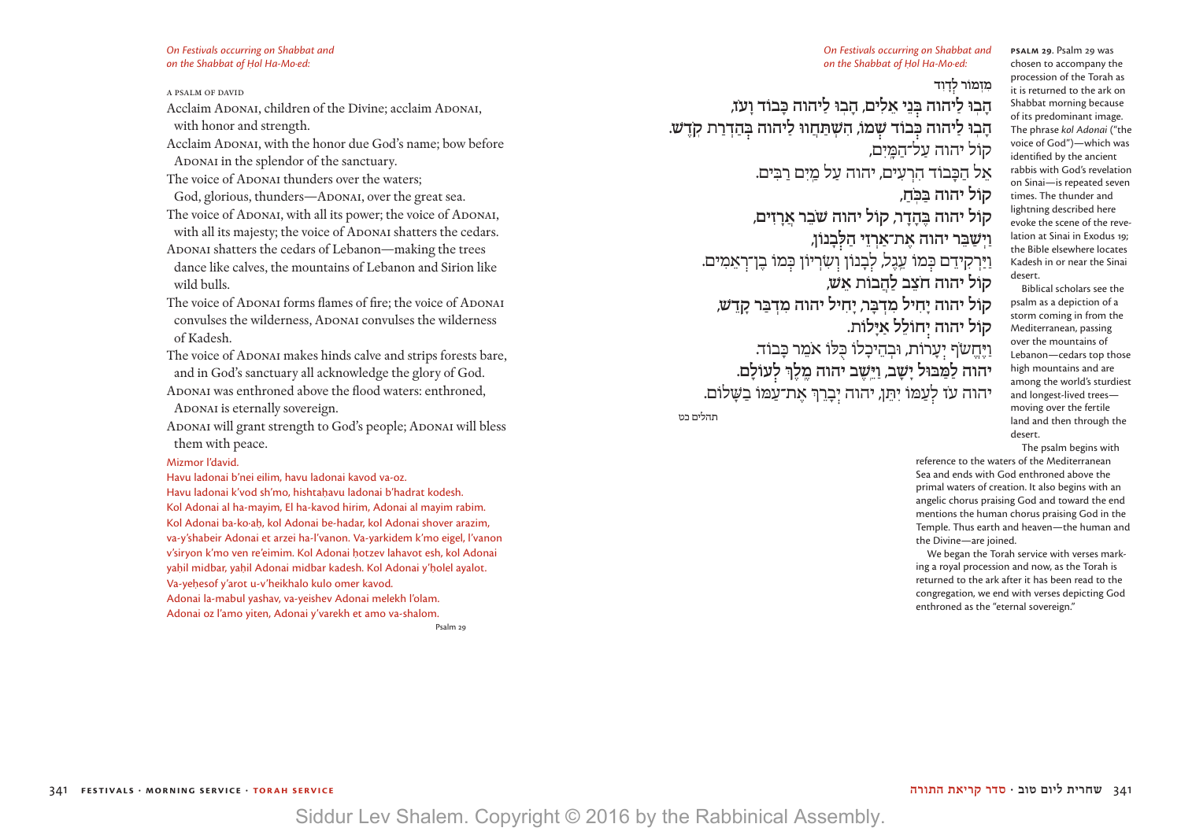*On Festivals occurring on Shabbat and on the Shabbat of Ḥol Ha-Mo·ed:*

A PSALM OF DAVID

Acclaim ADONAI, children of the Divine; acclaim ADONAI, with honor and strength.

Acclaim ADONAI, with the honor due God's name; bow before ADONAI in the splendor of the sanctuary.

The voice of ADONAI thunders over the waters;

God, glorious, thunders—ADONAI, over the great sea.

The voice of ADONAI, with all its power; the voice of ADONAI, with all its majesty; the voice of ADONAI shatters the cedars.

ADONAI shatters the cedars of Lebanon—making the trees dance like calves, the mountains of Lebanon and Sirion like wild bulls.

The voice of ADONAI forms flames of fire; the voice of ADONAI convulses the wilderness, ADONAI convulses the wilderness of Kadesh.

The voice of ADONAI makes hinds calve and strips forests bare, and in God's sanctuary all acknowledge the glory of God.

ADONAI was enthroned above the flood waters: enthroned, ADONAI is eternally sovereign.

ADONAI will grant strength to God's people; ADONAI will bless them with peace.

Mizmor l'david.
Havu ladonai b'nei eilim, havu ladonai kavod va-oz.
Havu ladonai k'vod sh'mo, hishtaḥavu ladonai b'hadrat kodesh.
Kol Adonai al ha-mayim, El ha-kavod hirim, Adonai al mayim rabim.
Kol Adonai ba-ko·aḥ, kol Adonai be-hadar, kol Adonai shover arazim, va-y'shabeir Adonai et arzei ha-l'vanon. Va-yarkidem k'mo eigel, l'vanon v'siryon k'mo ven re'eimim. Kol Adonai ḥotzev lahavot esh, kol Adonai yaḥil midbar, yaḥil Adonai midbar kadesh. Kol Adonai y'ḥolel ayalot.
Va-yeḥesof y'arot u-v'heikhalo kulo omer kavod.
Adonai la-mabul yashav, va-yeishev Adonai melekh l'olam.
Adonai oz l'amo yiten, Adonai y'varekh et amo va-shalom.

Psalm 29

*On Festivals occurring on Shabbat and on the Shabbat of Ḥol Ha-Mo·ed:*

מִזְמוֹר לְדָוִד

**הָבוּ לַיהוה בְּנֵי אֵלִים, הָבוּ לַיהוה כָּבוֹד וָעֹז,**
**הָבוּ לַיהוה כְּבוֹד שְׁמוֹ, הִשְׁתַּחֲווּ לַיהוה בְּהַדְרַת קֹדֶשׁ.**
קוֹל יהוה עַל־הַמָּיִם,
אֵל הַכָּבוֹד הִרְעִים, יהוה עַל מַיִם רַבִּים.
**קוֹל יהוה בַּכֹּחַ,**
**קוֹל יהוה בֶּהָדָר, קוֹל יהוה שֹׁבֵר אֲרָזִים,**
**וַיְשַׁבֵּר יהוה אֶת־אַרְזֵי הַלְּבָנוֹן,**
וַיַּרְקִידֵם כְּמוֹ עֵגֶל, לְבָנוֹן וְשִׂרְיוֹן כְּמוֹ בֶן־רְאֵמִים.
**קוֹל יהוה חֹצֵב לַהֲבוֹת אֵשׁ,**
**קוֹל יהוה יָחִיל מִדְבָּר, יָחִיל יהוה מִדְבַּר קָדֵשׁ,**
**קוֹל יהוה יְחוֹלֵל אַיָּלוֹת.**
וַיֶּחֱשֹׂף יְעָרוֹת, וּבְהֵיכָלוֹ כֻּלּוֹ אֹמֵר כָּבוֹד.
**יהוה לַמַּבּוּל יָשָׁב, וַיֵּשֶׁב יהוה מֶלֶךְ לְעוֹלָם.**
יהוה עֹז לְעַמּוֹ יִתֵּן, יהוה יְבָרֵךְ אֶת־עַמּוֹ בַשָּׁלוֹם.

תהלים כט

**PSALM 29.** Psalm 29 was chosen to accompany the procession of the Torah as it is returned to the ark on Shabbat morning because of its predominant image. The phrase *kol Adonai* ("the voice of God")—which was identified by the ancient rabbis with God's revelation on Sinai—is repeated seven times. The thunder and lightning described here evoke the scene of the revelation at Sinai in Exodus 19; the Bible elsewhere locates Kadesh in or near the Sinai desert.

Biblical scholars see the psalm as a depiction of a storm coming in from the Mediterranean, passing over the mountains of Lebanon—cedars top those high mountains and are among the world's sturdiest and longest-lived trees—moving over the fertile land and then through the desert.

The psalm begins with reference to the waters of the Mediterranean Sea and ends with God enthroned above the primal waters of creation. It also begins with an angelic chorus praising God and toward the end mentions the human chorus praising God in the Temple. Thus earth and heaven—the human and the Divine—are joined.

We began the Torah service with verses marking a royal procession and now, as the Torah is returned to the ark after it has been read to the congregation, we end with verses depicting God enthroned as the "eternal sovereign."

Siddur Lev Shalem. Copyright © 2016 by the Rabbinical Assembly.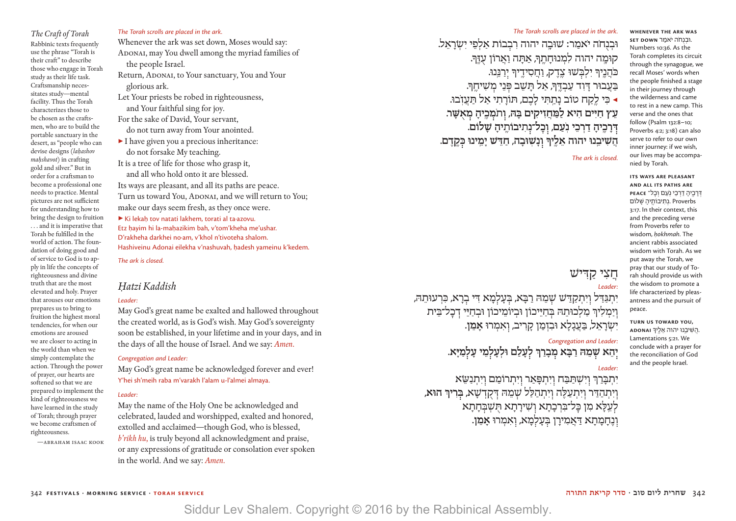## The Craft of Torah

Rabbinic texts frequently use the phrase "Torah is their craft" to describe those who engage in Torah study as their life task. Craftsmanship necessitates study—mental facility. Thus the Torah characterizes those to be chosen as the craftsmen, who are to build the portable sanctuary in the desert, as "people who can devise designs (*laḥashov maḥshavot*) in crafting gold and silver." But in order for a craftsman to become a professional one needs to practice. Mental pictures are not sufficient for understanding how to bring the design to fruition . . . and it is imperative that Torah be fulfilled in the world of action. The foundation of doing good and of service to God is to apply in life the concepts of righteousness and divine truth that are the most elevated and holy. Prayer that arouses our emotions prepares us to bring to fruition the highest moral tendencies, for when our emotions are aroused we are closer to acting in the world than when we simply contemplate the action. Through the power of prayer, our hearts are softened so that we are prepared to implement the kind of righteousness we have learned in the study of Torah; through prayer we become craftsmen of righteousness.

—Abraham Isaac Kook

*The Torah scrolls are placed in the ark.*

Whenever the ark was set down, Moses would say:
Adonai, may You dwell among the myriad families of the people Israel.
Return, Adonai, to Your sanctuary, You and Your glorious ark.
Let Your priests be robed in righteousness, and Your faithful sing for joy.
For the sake of David, Your servant, do not turn away from Your anointed.
▸ I have given you a precious inheritance: do not forsake My teaching.
It is a tree of life for those who grasp it, and all who hold onto it are blessed.
Its ways are pleasant, and all its paths are peace.
Turn us toward You, Adonai, and we will return to You; make our days seem fresh, as they once were.

▸ Ki lekaḥ tov natati lakhem, torati al ta·azovu.
Etz ḥayim hi la-maḥazikim bah, v'tom'kheha me'ushar.
D'rakheha darkhei no·am, v'khol n'tivoteha shalom.
Hashiveinu Adonai eilekha v'nashuvah, ḥadesh yameinu k'kedem.

*The ark is closed.*

*The Torah scrolls are placed in the ark.*

וּבְנֻחֹה יֹאמַר: שׁוּבָה יהוה רִבְבוֹת אַלְפֵי יִשְׂרָאֵל.
קוּמָה יהוה לִמְנוּחָתֶךָ, אַתָּה וַאֲרוֹן עֻזֶּךָ.
כֹּהֲנֶיךָ יִלְבְּשׁוּ צֶדֶק, וַחֲסִידֶיךָ יְרַנֵּנוּ.
בַּעֲבוּר דָּוִד עַבְדֶּךָ, אַל תָּשֵׁב פְּנֵי מְשִׁיחֶךָ.
◂ כִּי לֶקַח טוֹב נָתַתִּי לָכֶם, תּוֹרָתִי אַל תַּעֲזֹבוּ.
**עֵץ חַיִּים הִיא לַמַּחֲזִיקִים בָּהּ, וְתֹמְכֶיהָ מְאֻשָּׁר.**
**דְּרָכֶיהָ דַרְכֵי נֹעַם, וְכָל־נְתִיבוֹתֶיהָ שָׁלוֹם.**
**הֲשִׁיבֵנוּ יהוה אֵלֶיךָ וְנָשׁוּבָה, חַדֵּשׁ יָמֵינוּ כְּקֶדֶם.**

*The ark is closed.*

**Whenever the ark was set down** וּבְנֻחֹה יֹאמַר. Numbers 10:36. As the Torah completes its circuit through the synagogue, we recall Moses' words when the people finished a stage in their journey through the wilderness and came to rest in a new camp. This verse and the ones that follow (Psalm 132:8–10; Proverbs 4:2; 3:18) can also serve to refer to our own inner journey: if we wish, our lives may be accompanied by Torah.

**Its ways are pleasant and all its paths are peace** דְּרָכֶיהָ דַרְכֵי נֹעַם וְכָל־נְתִיבוֹתֶיהָ שָׁלוֹם. Proverbs 3:17. In their context, this and the preceding verse from Proverbs refer to wisdom, *ḥokhmah*. The ancient rabbis associated wisdom with Torah. As we put away the Torah, we pray that our study of Torah should provide us with the wisdom to promote a life characterized by pleasantness and the pursuit of peace.

**Turn us toward You, Adonai** הֲשִׁיבֵנוּ יהוה אֵלֶיךָ. Lamentations 5:21. We conclude with a prayer for the reconciliation of God and the people Israel.

## Ḥatzi Kaddish

*Leader:*

May God's great name be exalted and hallowed throughout the created world, as is God's wish. May God's sovereignty soon be established, in your lifetime and in your days, and in the days of all the house of Israel. And we say: *Amen.*

*Congregation and Leader:*

May God's great name be acknowledged forever and ever!
Y'hei sh'meih raba m'varakh l'alam u-l'almei almaya.

*Leader:*

May the name of the Holy One be acknowledged and celebrated, lauded and worshipped, exalted and honored, extolled and acclaimed—though God, who is blessed, *b'rikh hu*, is truly beyond all acknowledgment and praise, or any expressions of gratitude or consolation ever spoken in the world. And we say: *Amen.*

## חֲצִי קַדִּישׁ

*Leader:*

יִתְגַּדַּל וְיִתְקַדַּשׁ שְׁמֵהּ רַבָּא, בְּעָלְמָא דִּי בְרָא, כִּרְעוּתֵהּ,
וְיַמְלִיךְ מַלְכוּתֵהּ בְּחַיֵּיכוֹן וּבְיוֹמֵיכוֹן וּבְחַיֵּי דְכָל־בֵּית
יִשְׂרָאֵל, בַּעֲגָלָא וּבִזְמַן קָרִיב, וְאִמְרוּ **אָמֵן**.

*Congregation and Leader:*

**יְהֵא שְׁמֵהּ רַבָּא מְבָרַךְ לְעָלַם וּלְעָלְמֵי עָלְמַיָּא.**

*Leader:*

יִתְבָּרַךְ וְיִשְׁתַּבַּח וְיִתְפָּאַר וְיִתְרוֹמַם וְיִתְנַשֵּׂא
וְיִתְהַדָּר וְיִתְעַלֶּה וְיִתְהַלַּל שְׁמֵהּ דְּקֻדְשָׁא, **בְּרִיךְ הוּא**,
לְעֵלָּא מִן כָּל־בִּרְכָתָא וְשִׁירָתָא תֻּשְׁבְּחָתָא
וְנֶחָמָתָא דַּאֲמִירָן בְּעָלְמָא, וְאִמְרוּ **אָמֵן**.

Siddur Lev Shalem. Copyright © 2016 by the Rabbinical Assembly.